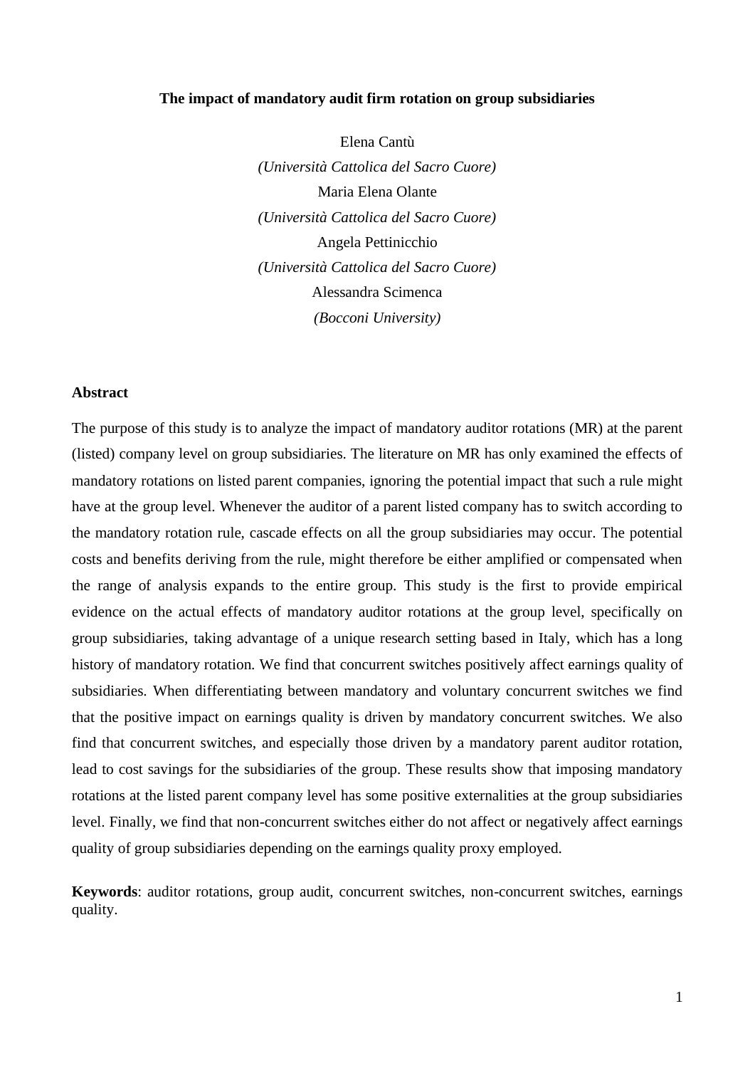# The impact of mandatory audit firm rotation on group subsidiaries

Elena Cantù
*(Università Cattolica del Sacro Cuore)*
Maria Elena Olante
*(Università Cattolica del Sacro Cuore)*
Angela Pettinicchio
*(Università Cattolica del Sacro Cuore)*
Alessandra Scimenca
*(Bocconi University)*

## Abstract

The purpose of this study is to analyze the impact of mandatory auditor rotations (MR) at the parent (listed) company level on group subsidiaries. The literature on MR has only examined the effects of mandatory rotations on listed parent companies, ignoring the potential impact that such a rule might have at the group level. Whenever the auditor of a parent listed company has to switch according to the mandatory rotation rule, cascade effects on all the group subsidiaries may occur. The potential costs and benefits deriving from the rule, might therefore be either amplified or compensated when the range of analysis expands to the entire group. This study is the first to provide empirical evidence on the actual effects of mandatory auditor rotations at the group level, specifically on group subsidiaries, taking advantage of a unique research setting based in Italy, which has a long history of mandatory rotation. We find that concurrent switches positively affect earnings quality of subsidiaries. When differentiating between mandatory and voluntary concurrent switches we find that the positive impact on earnings quality is driven by mandatory concurrent switches. We also find that concurrent switches, and especially those driven by a mandatory parent auditor rotation, lead to cost savings for the subsidiaries of the group. These results show that imposing mandatory rotations at the listed parent company level has some positive externalities at the group subsidiaries level. Finally, we find that non-concurrent switches either do not affect or negatively affect earnings quality of group subsidiaries depending on the earnings quality proxy employed.

**Keywords**: auditor rotations, group audit, concurrent switches, non-concurrent switches, earnings quality.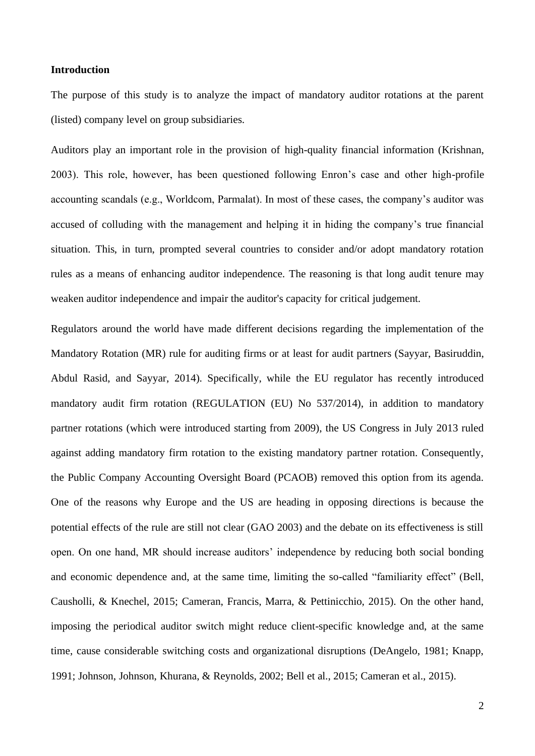**Introduction**

The purpose of this study is to analyze the impact of mandatory auditor rotations at the parent (listed) company level on group subsidiaries.

Auditors play an important role in the provision of high-quality financial information (Krishnan, 2003). This role, however, has been questioned following Enron's case and other high-profile accounting scandals (e.g., Worldcom, Parmalat). In most of these cases, the company's auditor was accused of colluding with the management and helping it in hiding the company's true financial situation. This, in turn, prompted several countries to consider and/or adopt mandatory rotation rules as a means of enhancing auditor independence. The reasoning is that long audit tenure may weaken auditor independence and impair the auditor's capacity for critical judgement.

Regulators around the world have made different decisions regarding the implementation of the Mandatory Rotation (MR) rule for auditing firms or at least for audit partners (Sayyar, Basiruddin, Abdul Rasid, and Sayyar, 2014). Specifically, while the EU regulator has recently introduced mandatory audit firm rotation (REGULATION (EU) No 537/2014), in addition to mandatory partner rotations (which were introduced starting from 2009), the US Congress in July 2013 ruled against adding mandatory firm rotation to the existing mandatory partner rotation. Consequently, the Public Company Accounting Oversight Board (PCAOB) removed this option from its agenda. One of the reasons why Europe and the US are heading in opposing directions is because the potential effects of the rule are still not clear (GAO 2003) and the debate on its effectiveness is still open. On one hand, MR should increase auditors' independence by reducing both social bonding and economic dependence and, at the same time, limiting the so-called "familiarity effect" (Bell, Causholli, & Knechel, 2015; Cameran, Francis, Marra, & Pettinicchio, 2015). On the other hand, imposing the periodical auditor switch might reduce client-specific knowledge and, at the same time, cause considerable switching costs and organizational disruptions (DeAngelo, 1981; Knapp, 1991; Johnson, Johnson, Khurana, & Reynolds, 2002; Bell et al., 2015; Cameran et al., 2015).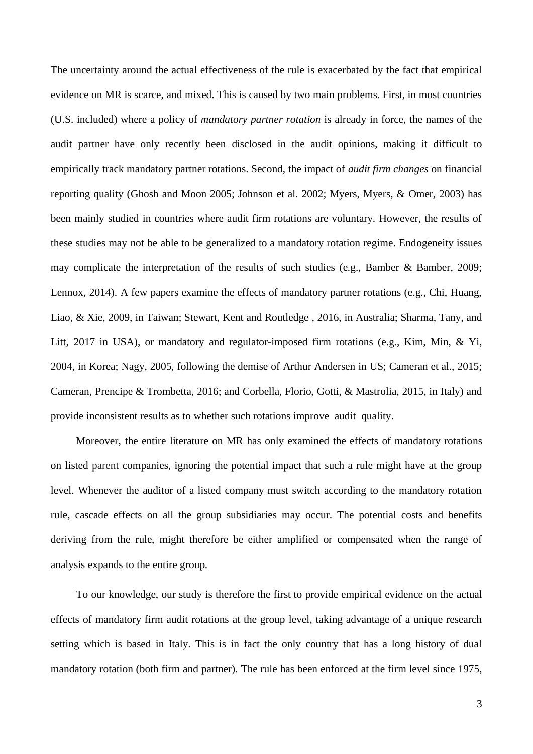The uncertainty around the actual effectiveness of the rule is exacerbated by the fact that empirical evidence on MR is scarce, and mixed. This is caused by two main problems. First, in most countries (U.S. included) where a policy of *mandatory partner rotation* is already in force, the names of the audit partner have only recently been disclosed in the audit opinions, making it difficult to empirically track mandatory partner rotations. Second, the impact of *audit firm changes* on financial reporting quality (Ghosh and Moon 2005; Johnson et al. 2002; Myers, Myers, & Omer, 2003) has been mainly studied in countries where audit firm rotations are voluntary. However, the results of these studies may not be able to be generalized to a mandatory rotation regime. Endogeneity issues may complicate the interpretation of the results of such studies (e.g., Bamber & Bamber, 2009; Lennox, 2014). A few papers examine the effects of mandatory partner rotations (e.g., Chi, Huang, Liao, & Xie, 2009, in Taiwan; Stewart, Kent and Routledge , 2016, in Australia; Sharma, Tany, and Litt, 2017 in USA), or mandatory and regulator-imposed firm rotations (e.g., Kim, Min, & Yi, 2004, in Korea; Nagy, 2005, following the demise of Arthur Andersen in US; Cameran et al., 2015; Cameran, Prencipe & Trombetta, 2016; and Corbella, Florio, Gotti, & Mastrolia, 2015, in Italy) and provide inconsistent results as to whether such rotations improve audit quality.

Moreover, the entire literature on MR has only examined the effects of mandatory rotations on listed parent companies, ignoring the potential impact that such a rule might have at the group level. Whenever the auditor of a listed company must switch according to the mandatory rotation rule, cascade effects on all the group subsidiaries may occur. The potential costs and benefits deriving from the rule, might therefore be either amplified or compensated when the range of analysis expands to the entire group.

To our knowledge, our study is therefore the first to provide empirical evidence on the actual effects of mandatory firm audit rotations at the group level, taking advantage of a unique research setting which is based in Italy. This is in fact the only country that has a long history of dual mandatory rotation (both firm and partner). The rule has been enforced at the firm level since 1975,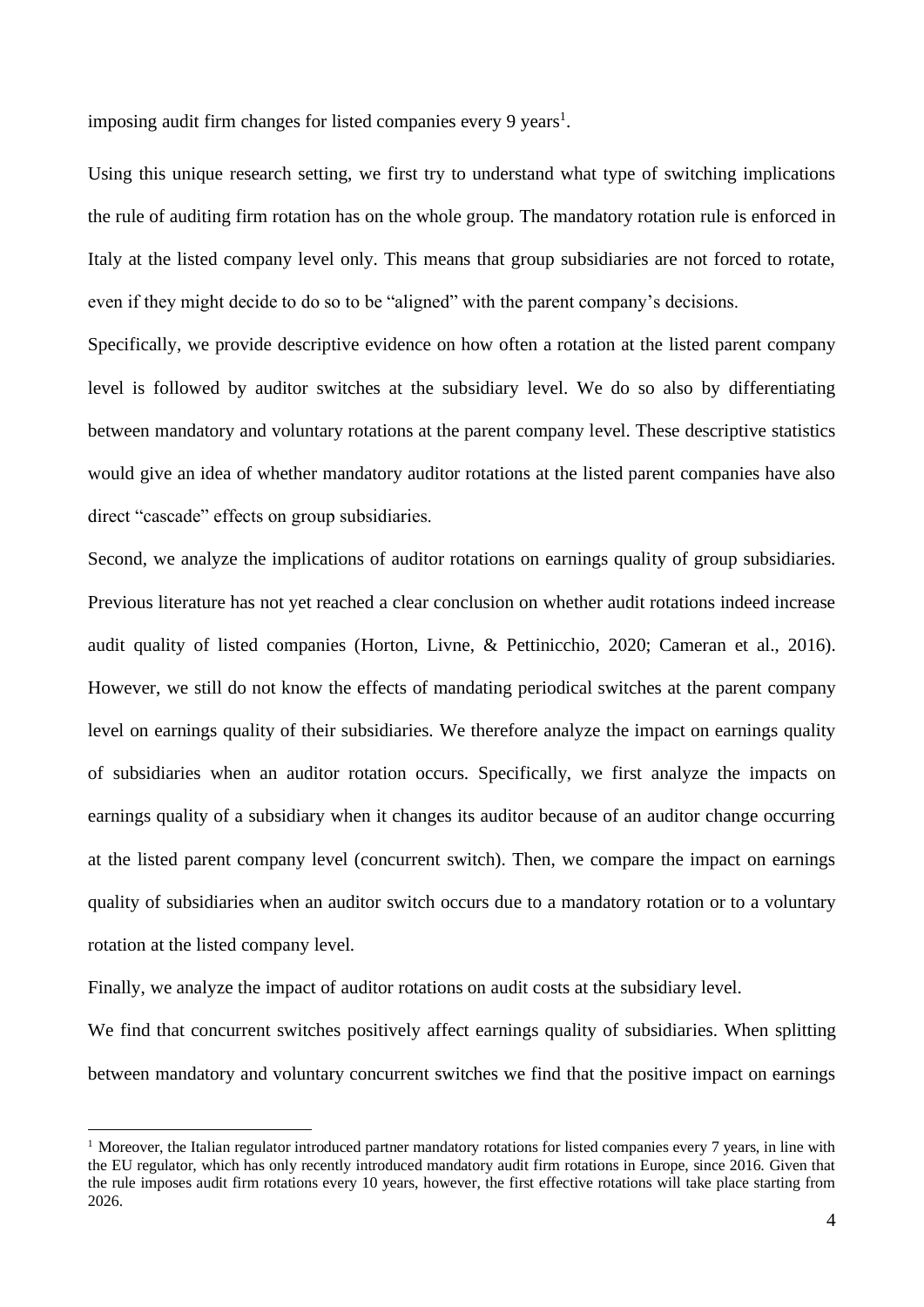imposing audit firm changes for listed companies every 9 years[1].

Using this unique research setting, we first try to understand what type of switching implications the rule of auditing firm rotation has on the whole group. The mandatory rotation rule is enforced in Italy at the listed company level only. This means that group subsidiaries are not forced to rotate, even if they might decide to do so to be "aligned" with the parent company's decisions.

Specifically, we provide descriptive evidence on how often a rotation at the listed parent company level is followed by auditor switches at the subsidiary level. We do so also by differentiating between mandatory and voluntary rotations at the parent company level. These descriptive statistics would give an idea of whether mandatory auditor rotations at the listed parent companies have also direct "cascade" effects on group subsidiaries.

Second, we analyze the implications of auditor rotations on earnings quality of group subsidiaries. Previous literature has not yet reached a clear conclusion on whether audit rotations indeed increase audit quality of listed companies (Horton, Livne, & Pettinicchio, 2020; Cameran et al., 2016). However, we still do not know the effects of mandating periodical switches at the parent company level on earnings quality of their subsidiaries. We therefore analyze the impact on earnings quality of subsidiaries when an auditor rotation occurs. Specifically, we first analyze the impacts on earnings quality of a subsidiary when it changes its auditor because of an auditor change occurring at the listed parent company level (concurrent switch). Then, we compare the impact on earnings quality of subsidiaries when an auditor switch occurs due to a mandatory rotation or to a voluntary rotation at the listed company level.

Finally, we analyze the impact of auditor rotations on audit costs at the subsidiary level.

We find that concurrent switches positively affect earnings quality of subsidiaries. When splitting between mandatory and voluntary concurrent switches we find that the positive impact on earnings

[1] Moreover, the Italian regulator introduced partner mandatory rotations for listed companies every 7 years, in line with the EU regulator, which has only recently introduced mandatory audit firm rotations in Europe, since 2016. Given that the rule imposes audit firm rotations every 10 years, however, the first effective rotations will take place starting from 2026.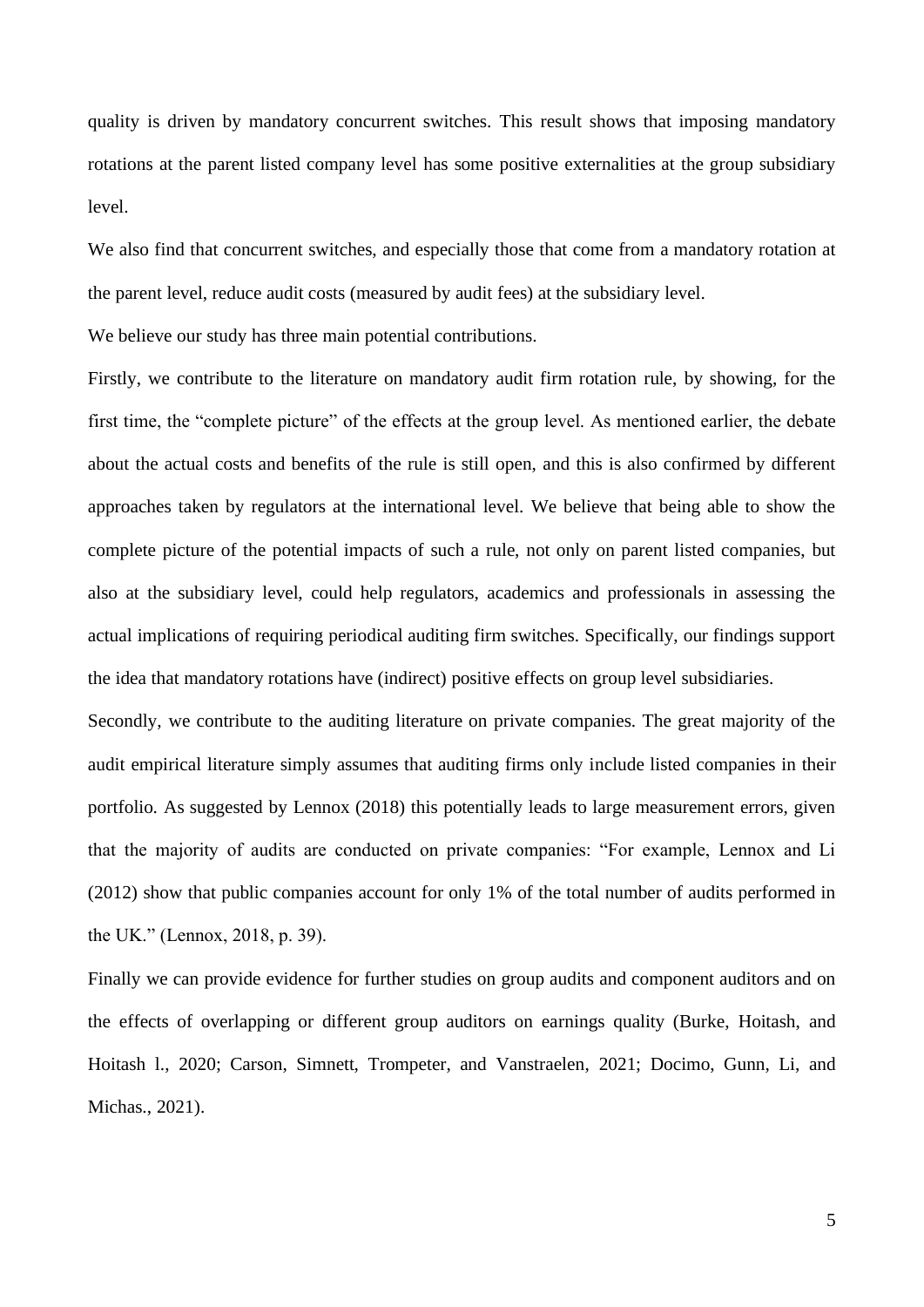quality is driven by mandatory concurrent switches. This result shows that imposing mandatory rotations at the parent listed company level has some positive externalities at the group subsidiary level.

We also find that concurrent switches, and especially those that come from a mandatory rotation at the parent level, reduce audit costs (measured by audit fees) at the subsidiary level.

We believe our study has three main potential contributions.

Firstly, we contribute to the literature on mandatory audit firm rotation rule, by showing, for the first time, the "complete picture" of the effects at the group level. As mentioned earlier, the debate about the actual costs and benefits of the rule is still open, and this is also confirmed by different approaches taken by regulators at the international level. We believe that being able to show the complete picture of the potential impacts of such a rule, not only on parent listed companies, but also at the subsidiary level, could help regulators, academics and professionals in assessing the actual implications of requiring periodical auditing firm switches. Specifically, our findings support the idea that mandatory rotations have (indirect) positive effects on group level subsidiaries.

Secondly, we contribute to the auditing literature on private companies. The great majority of the audit empirical literature simply assumes that auditing firms only include listed companies in their portfolio. As suggested by Lennox (2018) this potentially leads to large measurement errors, given that the majority of audits are conducted on private companies: "For example, Lennox and Li (2012) show that public companies account for only 1% of the total number of audits performed in the UK." (Lennox, 2018, p. 39).

Finally we can provide evidence for further studies on group audits and component auditors and on the effects of overlapping or different group auditors on earnings quality (Burke, Hoitash, and Hoitash l., 2020; Carson, Simnett, Trompeter, and Vanstraelen, 2021; Docimo, Gunn, Li, and Michas., 2021).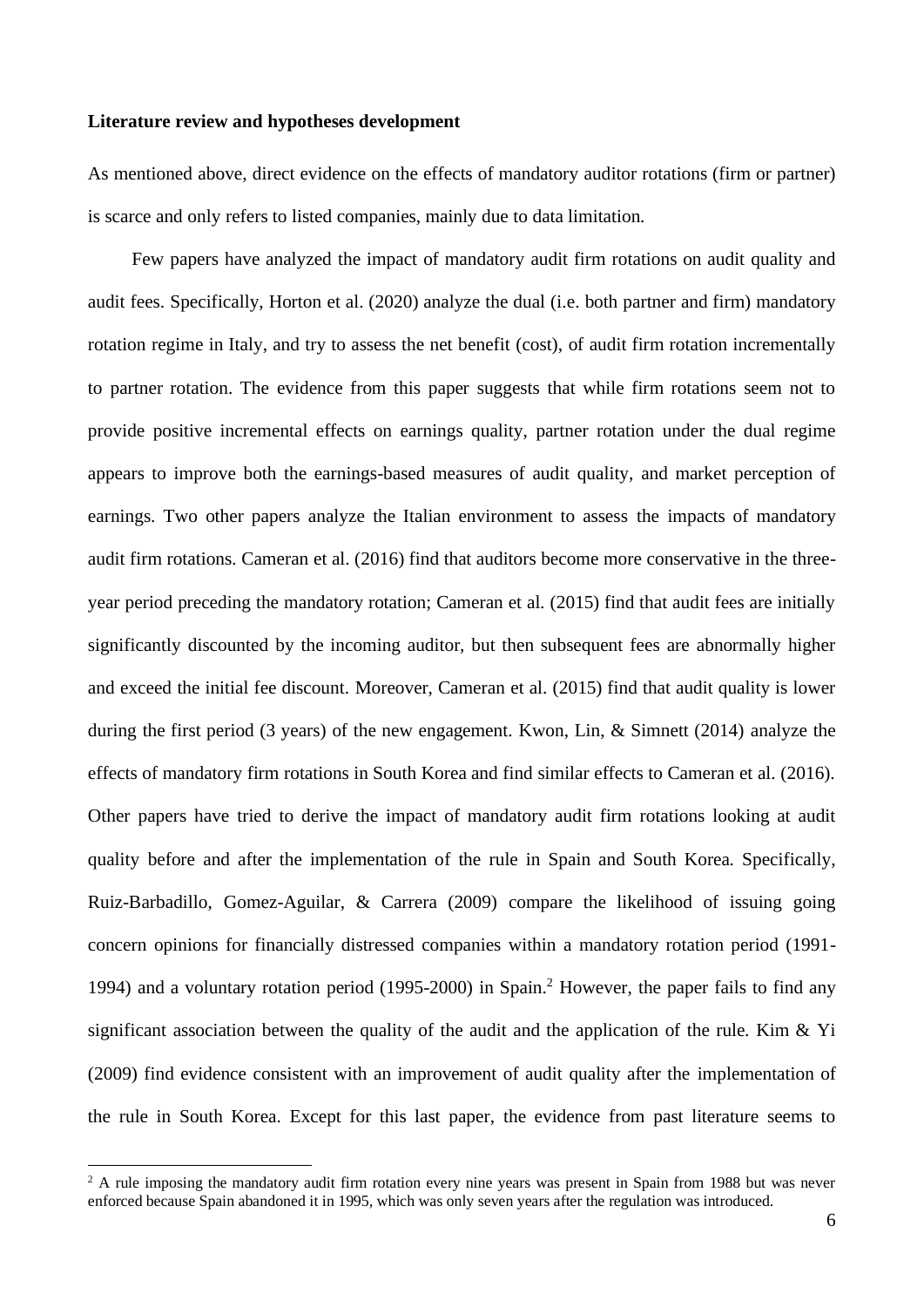**Literature review and hypotheses development**

As mentioned above, direct evidence on the effects of mandatory auditor rotations (firm or partner) is scarce and only refers to listed companies, mainly due to data limitation.

Few papers have analyzed the impact of mandatory audit firm rotations on audit quality and audit fees. Specifically, Horton et al. (2020) analyze the dual (i.e. both partner and firm) mandatory rotation regime in Italy, and try to assess the net benefit (cost), of audit firm rotation incrementally to partner rotation. The evidence from this paper suggests that while firm rotations seem not to provide positive incremental effects on earnings quality, partner rotation under the dual regime appears to improve both the earnings-based measures of audit quality, and market perception of earnings. Two other papers analyze the Italian environment to assess the impacts of mandatory audit firm rotations. Cameran et al. (2016) find that auditors become more conservative in the three-year period preceding the mandatory rotation; Cameran et al. (2015) find that audit fees are initially significantly discounted by the incoming auditor, but then subsequent fees are abnormally higher and exceed the initial fee discount. Moreover, Cameran et al. (2015) find that audit quality is lower during the first period (3 years) of the new engagement. Kwon, Lin, & Simnett (2014) analyze the effects of mandatory firm rotations in South Korea and find similar effects to Cameran et al. (2016). Other papers have tried to derive the impact of mandatory audit firm rotations looking at audit quality before and after the implementation of the rule in Spain and South Korea. Specifically, Ruiz-Barbadillo, Gomez-Aguilar, & Carrera (2009) compare the likelihood of issuing going concern opinions for financially distressed companies within a mandatory rotation period (1991-1994) and a voluntary rotation period (1995-2000) in Spain.[2] However, the paper fails to find any significant association between the quality of the audit and the application of the rule. Kim & Yi (2009) find evidence consistent with an improvement of audit quality after the implementation of the rule in South Korea. Except for this last paper, the evidence from past literature seems to

[2] A rule imposing the mandatory audit firm rotation every nine years was present in Spain from 1988 but was never enforced because Spain abandoned it in 1995, which was only seven years after the regulation was introduced.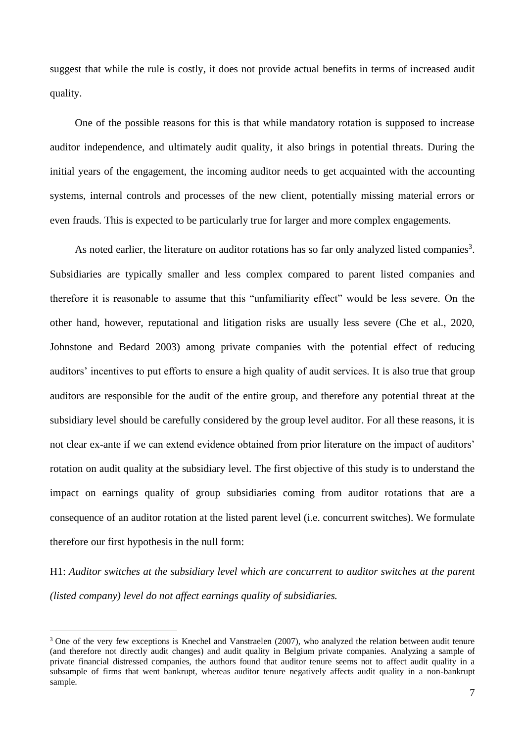suggest that while the rule is costly, it does not provide actual benefits in terms of increased audit quality.

One of the possible reasons for this is that while mandatory rotation is supposed to increase auditor independence, and ultimately audit quality, it also brings in potential threats. During the initial years of the engagement, the incoming auditor needs to get acquainted with the accounting systems, internal controls and processes of the new client, potentially missing material errors or even frauds. This is expected to be particularly true for larger and more complex engagements.

As noted earlier, the literature on auditor rotations has so far only analyzed listed companies[3]. Subsidiaries are typically smaller and less complex compared to parent listed companies and therefore it is reasonable to assume that this "unfamiliarity effect" would be less severe. On the other hand, however, reputational and litigation risks are usually less severe (Che et al., 2020, Johnstone and Bedard 2003) among private companies with the potential effect of reducing auditors' incentives to put efforts to ensure a high quality of audit services. It is also true that group auditors are responsible for the audit of the entire group, and therefore any potential threat at the subsidiary level should be carefully considered by the group level auditor. For all these reasons, it is not clear ex-ante if we can extend evidence obtained from prior literature on the impact of auditors' rotation on audit quality at the subsidiary level. The first objective of this study is to understand the impact on earnings quality of group subsidiaries coming from auditor rotations that are a consequence of an auditor rotation at the listed parent level (i.e. concurrent switches). We formulate therefore our first hypothesis in the null form:

H1: *Auditor switches at the subsidiary level which are concurrent to auditor switches at the parent (listed company) level do not affect earnings quality of subsidiaries.*

[3] One of the very few exceptions is Knechel and Vanstraelen (2007), who analyzed the relation between audit tenure (and therefore not directly audit changes) and audit quality in Belgium private companies. Analyzing a sample of private financial distressed companies, the authors found that auditor tenure seems not to affect audit quality in a subsample of firms that went bankrupt, whereas auditor tenure negatively affects audit quality in a non-bankrupt sample.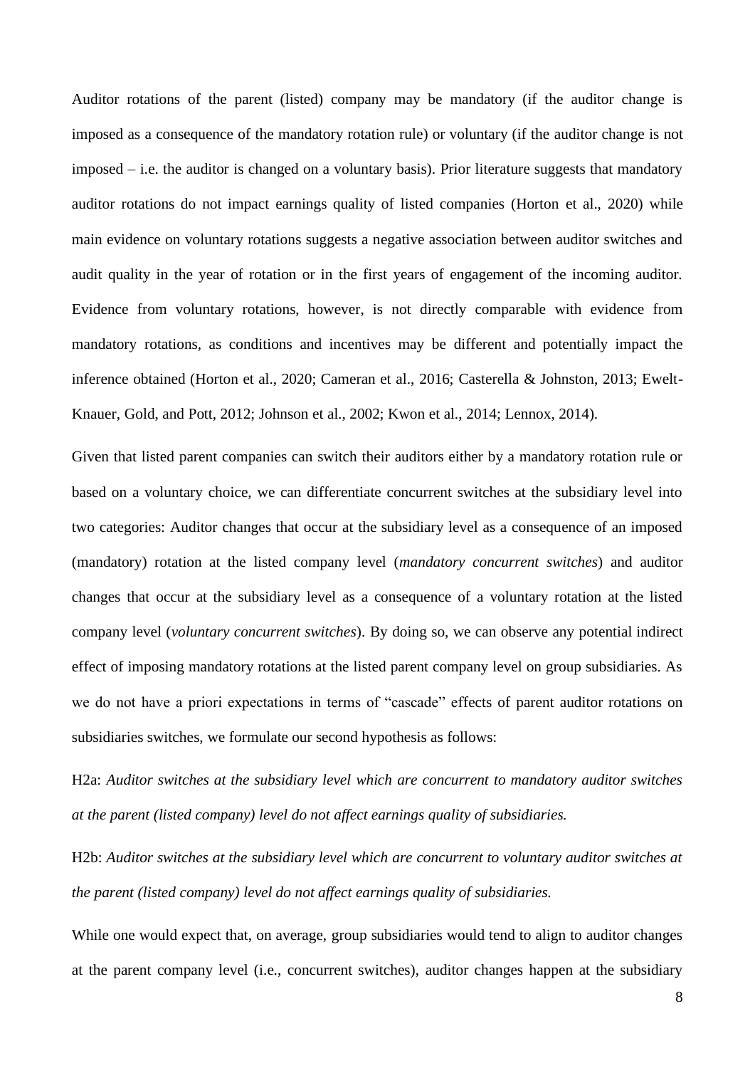Auditor rotations of the parent (listed) company may be mandatory (if the auditor change is imposed as a consequence of the mandatory rotation rule) or voluntary (if the auditor change is not imposed – i.e. the auditor is changed on a voluntary basis). Prior literature suggests that mandatory auditor rotations do not impact earnings quality of listed companies (Horton et al., 2020) while main evidence on voluntary rotations suggests a negative association between auditor switches and audit quality in the year of rotation or in the first years of engagement of the incoming auditor. Evidence from voluntary rotations, however, is not directly comparable with evidence from mandatory rotations, as conditions and incentives may be different and potentially impact the inference obtained (Horton et al., 2020; Cameran et al., 2016; Casterella & Johnston, 2013; Ewelt-Knauer, Gold, and Pott, 2012; Johnson et al., 2002; Kwon et al., 2014; Lennox, 2014).

Given that listed parent companies can switch their auditors either by a mandatory rotation rule or based on a voluntary choice, we can differentiate concurrent switches at the subsidiary level into two categories: Auditor changes that occur at the subsidiary level as a consequence of an imposed (mandatory) rotation at the listed company level (*mandatory concurrent switches*) and auditor changes that occur at the subsidiary level as a consequence of a voluntary rotation at the listed company level (*voluntary concurrent switches*). By doing so, we can observe any potential indirect effect of imposing mandatory rotations at the listed parent company level on group subsidiaries. As we do not have a priori expectations in terms of "cascade" effects of parent auditor rotations on subsidiaries switches, we formulate our second hypothesis as follows:

H2a: *Auditor switches at the subsidiary level which are concurrent to mandatory auditor switches at the parent (listed company) level do not affect earnings quality of subsidiaries.*

H2b: *Auditor switches at the subsidiary level which are concurrent to voluntary auditor switches at the parent (listed company) level do not affect earnings quality of subsidiaries.*

While one would expect that, on average, group subsidiaries would tend to align to auditor changes at the parent company level (i.e., concurrent switches), auditor changes happen at the subsidiary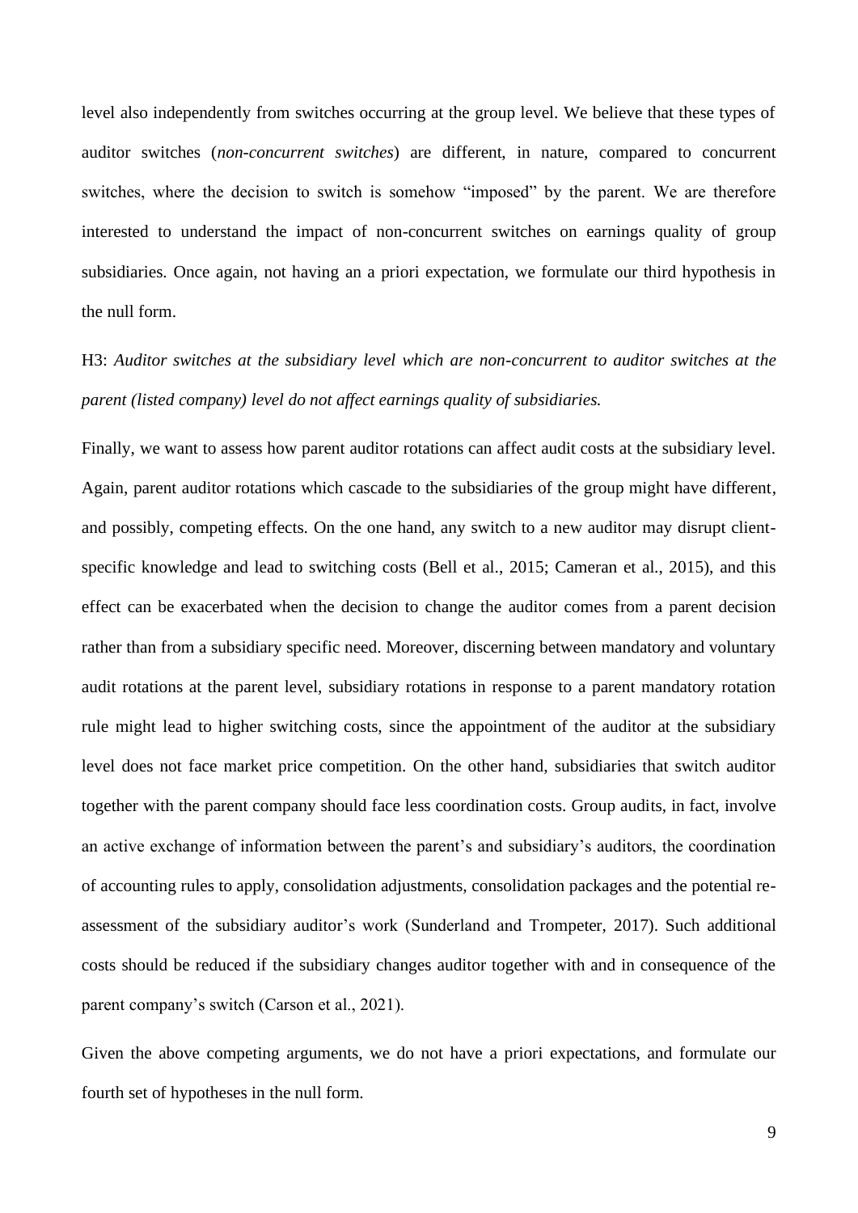level also independently from switches occurring at the group level. We believe that these types of auditor switches (*non-concurrent switches*) are different, in nature, compared to concurrent switches, where the decision to switch is somehow "imposed" by the parent. We are therefore interested to understand the impact of non-concurrent switches on earnings quality of group subsidiaries. Once again, not having an a priori expectation, we formulate our third hypothesis in the null form.

H3: *Auditor switches at the subsidiary level which are non-concurrent to auditor switches at the parent (listed company) level do not affect earnings quality of subsidiaries.*

Finally, we want to assess how parent auditor rotations can affect audit costs at the subsidiary level. Again, parent auditor rotations which cascade to the subsidiaries of the group might have different, and possibly, competing effects. On the one hand, any switch to a new auditor may disrupt client-specific knowledge and lead to switching costs (Bell et al., 2015; Cameran et al., 2015), and this effect can be exacerbated when the decision to change the auditor comes from a parent decision rather than from a subsidiary specific need. Moreover, discerning between mandatory and voluntary audit rotations at the parent level, subsidiary rotations in response to a parent mandatory rotation rule might lead to higher switching costs, since the appointment of the auditor at the subsidiary level does not face market price competition. On the other hand, subsidiaries that switch auditor together with the parent company should face less coordination costs. Group audits, in fact, involve an active exchange of information between the parent's and subsidiary's auditors, the coordination of accounting rules to apply, consolidation adjustments, consolidation packages and the potential re-assessment of the subsidiary auditor's work (Sunderland and Trompeter, 2017). Such additional costs should be reduced if the subsidiary changes auditor together with and in consequence of the parent company's switch (Carson et al., 2021).

Given the above competing arguments, we do not have a priori expectations, and formulate our fourth set of hypotheses in the null form.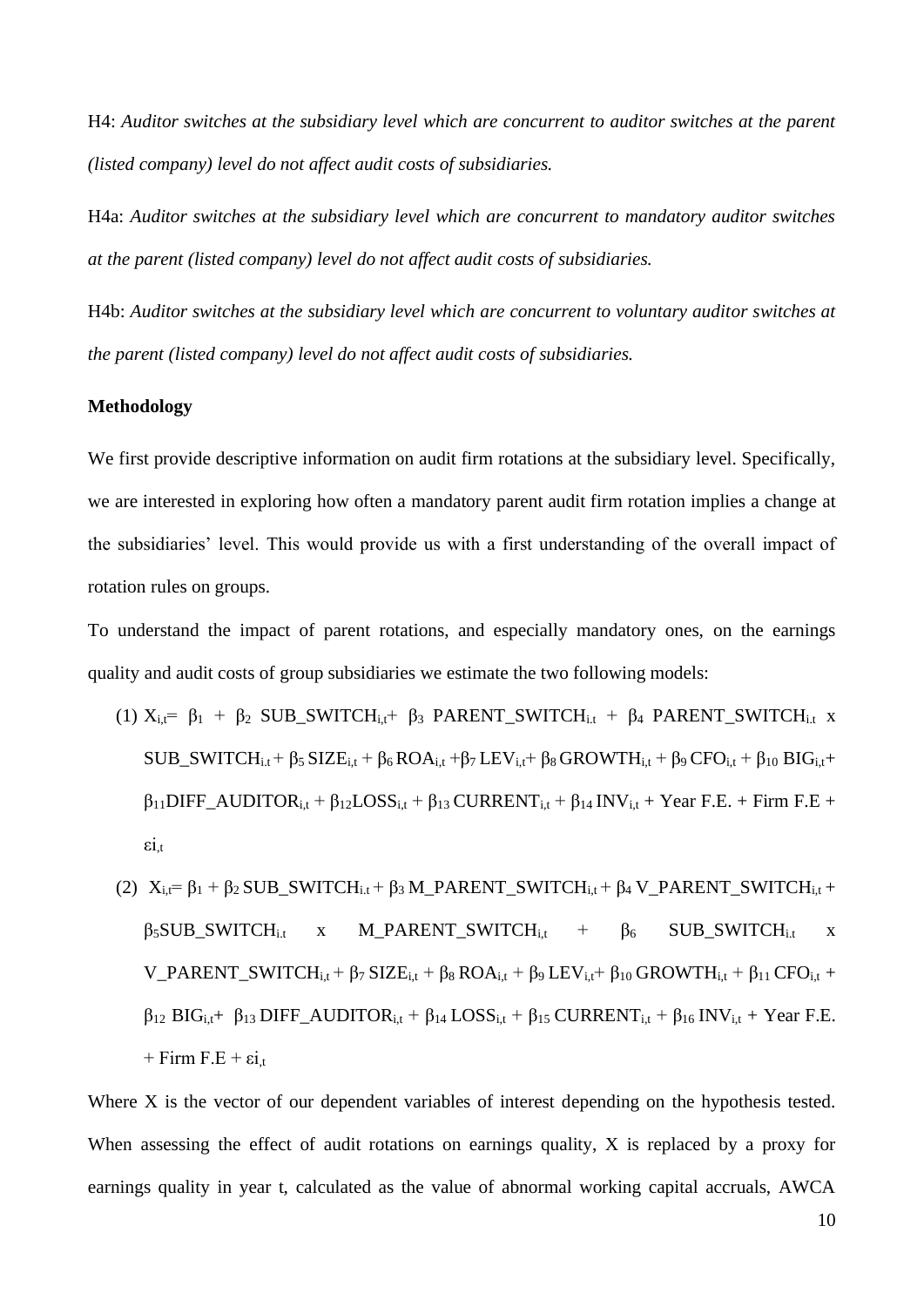H4: *Auditor switches at the subsidiary level which are concurrent to auditor switches at the parent (listed company) level do not affect audit costs of subsidiaries.*

H4a: *Auditor switches at the subsidiary level which are concurrent to mandatory auditor switches at the parent (listed company) level do not affect audit costs of subsidiaries.*

H4b: *Auditor switches at the subsidiary level which are concurrent to voluntary auditor switches at the parent (listed company) level do not affect audit costs of subsidiaries.*

**Methodology**

We first provide descriptive information on audit firm rotations at the subsidiary level. Specifically, we are interested in exploring how often a mandatory parent audit firm rotation implies a change at the subsidiaries' level. This would provide us with a first understanding of the overall impact of rotation rules on groups.

To understand the impact of parent rotations, and especially mandatory ones, on the earnings quality and audit costs of group subsidiaries we estimate the two following models:

(1) $X_{i,t} = \beta_1 + \beta_2\ SUB\_SWITCH_{i,t} + \beta_3\ PARENT\_SWITCH_{i,t} + \beta_4\ PARENT\_SWITCH_{i,t} \times SUB\_SWITCH_{i,t} + \beta_5\ SIZE_{i,t} + \beta_6\ ROA_{i,t} + \beta_7\ LEV_{i,t} + \beta_8\ GROWTH_{i,t} + \beta_9\ CFO_{i,t} + \beta_{10}\ BIG_{i,t} + \beta_{11} DIFF\_AUDITOR_{i,t} + \beta_{12} LOSS_{i,t} + \beta_{13}\ CURRENT_{i,t} + \beta_{14}\ INV_{i,t} + \text{Year F.E.} + \text{Firm F.E} + \varepsilon i_{,t}$

(2) $X_{i,t} = \beta_1 + \beta_2\ SUB\_SWITCH_{i,t} + \beta_3\ M\_PARENT\_SWITCH_{i,t} + \beta_4\ V\_PARENT\_SWITCH_{i,t} + \beta_5 SUB\_SWITCH_{i,t} \times M\_PARENT\_SWITCH_{i,t} + \beta_6\ SUB\_SWITCH_{i,t} \times V\_PARENT\_SWITCH_{i,t} + \beta_7\ SIZE_{i,t} + \beta_8\ ROA_{i,t} + \beta_9\ LEV_{i,t} + \beta_{10}\ GROWTH_{i,t} + \beta_{11}\ CFO_{i,t} + \beta_{12}\ BIG_{i,t} + \beta_{13}\ DIFF\_AUDITOR_{i,t} + \beta_{14}\ LOSS_{i,t} + \beta_{15}\ CURRENT_{i,t} + \beta_{16}\ INV_{i,t} + \text{Year F.E.} + \text{Firm F.E} + \varepsilon i_{,t}$

Where X is the vector of our dependent variables of interest depending on the hypothesis tested. When assessing the effect of audit rotations on earnings quality, X is replaced by a proxy for earnings quality in year t, calculated as the value of abnormal working capital accruals, AWCA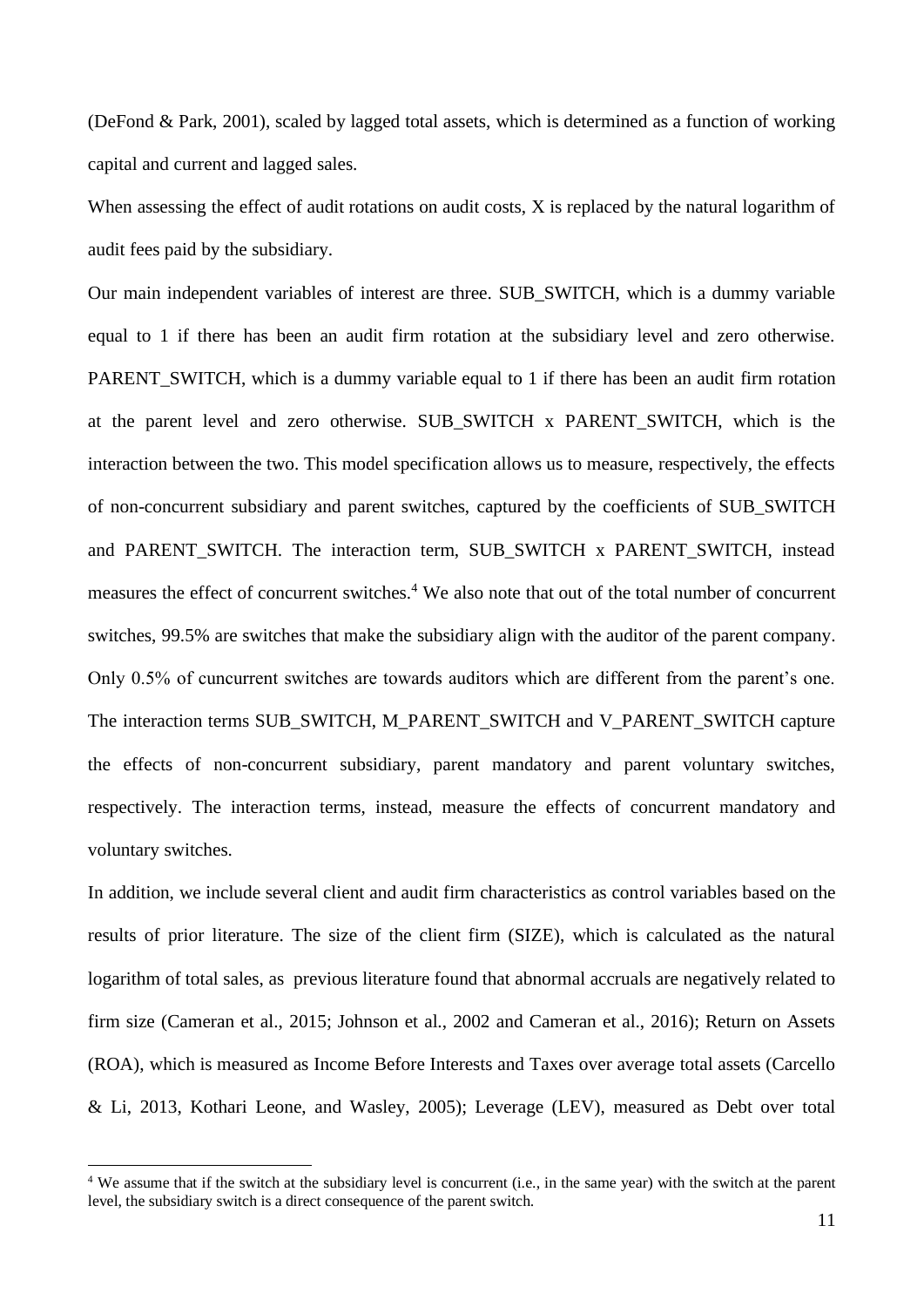(DeFond & Park, 2001), scaled by lagged total assets, which is determined as a function of working capital and current and lagged sales.

When assessing the effect of audit rotations on audit costs, X is replaced by the natural logarithm of audit fees paid by the subsidiary.

Our main independent variables of interest are three. SUB_SWITCH, which is a dummy variable equal to 1 if there has been an audit firm rotation at the subsidiary level and zero otherwise. PARENT_SWITCH, which is a dummy variable equal to 1 if there has been an audit firm rotation at the parent level and zero otherwise. SUB_SWITCH x PARENT_SWITCH, which is the interaction between the two. This model specification allows us to measure, respectively, the effects of non-concurrent subsidiary and parent switches, captured by the coefficients of SUB_SWITCH and PARENT_SWITCH. The interaction term, SUB_SWITCH x PARENT_SWITCH, instead measures the effect of concurrent switches.[4] We also note that out of the total number of concurrent switches, 99.5% are switches that make the subsidiary align with the auditor of the parent company. Only 0.5% of cuncurrent switches are towards auditors which are different from the parent's one. The interaction terms SUB_SWITCH, M_PARENT_SWITCH and V_PARENT_SWITCH capture the effects of non-concurrent subsidiary, parent mandatory and parent voluntary switches, respectively. The interaction terms, instead, measure the effects of concurrent mandatory and voluntary switches.

In addition, we include several client and audit firm characteristics as control variables based on the results of prior literature. The size of the client firm (SIZE), which is calculated as the natural logarithm of total sales, as previous literature found that abnormal accruals are negatively related to firm size (Cameran et al., 2015; Johnson et al., 2002 and Cameran et al., 2016); Return on Assets (ROA), which is measured as Income Before Interests and Taxes over average total assets (Carcello & Li, 2013, Kothari Leone, and Wasley, 2005); Leverage (LEV), measured as Debt over total

[4] We assume that if the switch at the subsidiary level is concurrent (i.e., in the same year) with the switch at the parent level, the subsidiary switch is a direct consequence of the parent switch.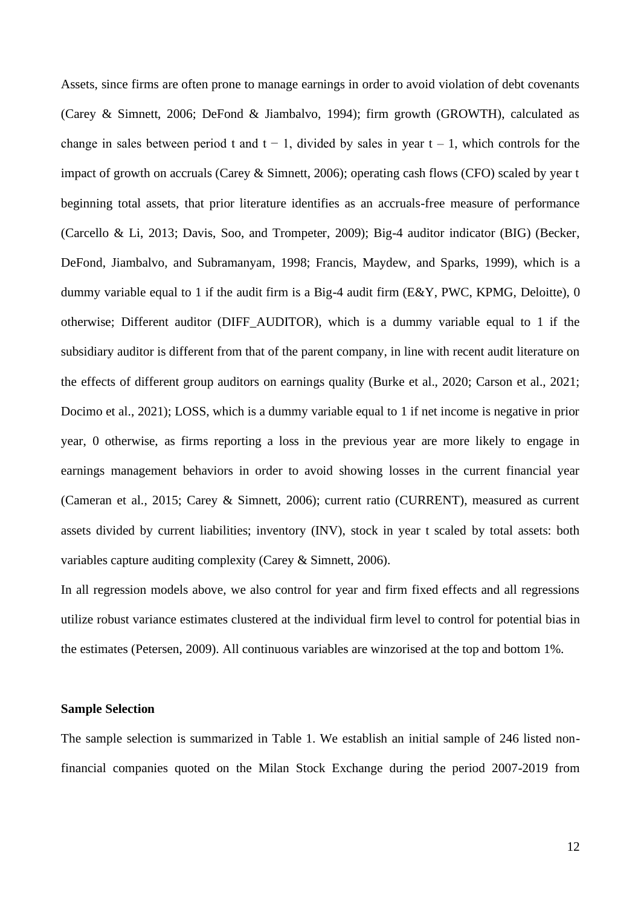Assets, since firms are often prone to manage earnings in order to avoid violation of debt covenants (Carey & Simnett, 2006; DeFond & Jiambalvo, 1994); firm growth (GROWTH), calculated as change in sales between period t and t − 1, divided by sales in year t – 1, which controls for the impact of growth on accruals (Carey & Simnett, 2006); operating cash flows (CFO) scaled by year t beginning total assets, that prior literature identifies as an accruals-free measure of performance (Carcello & Li, 2013; Davis, Soo, and Trompeter, 2009); Big-4 auditor indicator (BIG) (Becker, DeFond, Jiambalvo, and Subramanyam, 1998; Francis, Maydew, and Sparks, 1999), which is a dummy variable equal to 1 if the audit firm is a Big-4 audit firm (E&Y, PWC, KPMG, Deloitte), 0 otherwise; Different auditor (DIFF_AUDITOR), which is a dummy variable equal to 1 if the subsidiary auditor is different from that of the parent company, in line with recent audit literature on the effects of different group auditors on earnings quality (Burke et al., 2020; Carson et al., 2021; Docimo et al., 2021); LOSS, which is a dummy variable equal to 1 if net income is negative in prior year, 0 otherwise, as firms reporting a loss in the previous year are more likely to engage in earnings management behaviors in order to avoid showing losses in the current financial year (Cameran et al., 2015; Carey & Simnett, 2006); current ratio (CURRENT), measured as current assets divided by current liabilities; inventory (INV), stock in year t scaled by total assets: both variables capture auditing complexity (Carey & Simnett, 2006).

In all regression models above, we also control for year and firm fixed effects and all regressions utilize robust variance estimates clustered at the individual firm level to control for potential bias in the estimates (Petersen, 2009). All continuous variables are winzorised at the top and bottom 1%.

**Sample Selection**

The sample selection is summarized in Table 1. We establish an initial sample of 246 listed non-financial companies quoted on the Milan Stock Exchange during the period 2007-2019 from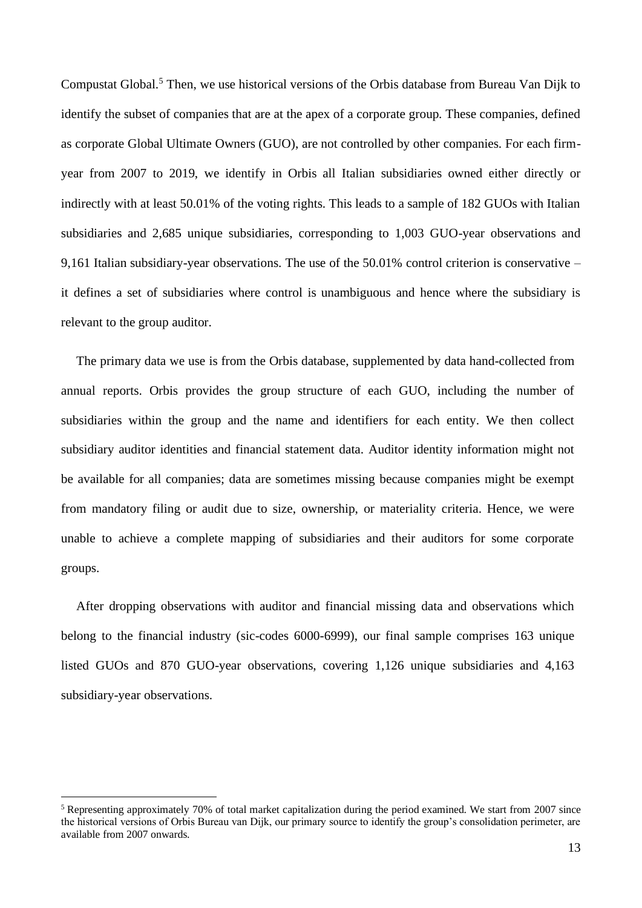Compustat Global.[5] Then, we use historical versions of the Orbis database from Bureau Van Dijk to identify the subset of companies that are at the apex of a corporate group. These companies, defined as corporate Global Ultimate Owners (GUO), are not controlled by other companies. For each firm-year from 2007 to 2019, we identify in Orbis all Italian subsidiaries owned either directly or indirectly with at least 50.01% of the voting rights. This leads to a sample of 182 GUOs with Italian subsidiaries and 2,685 unique subsidiaries, corresponding to 1,003 GUO-year observations and 9,161 Italian subsidiary-year observations. The use of the 50.01% control criterion is conservative – it defines a set of subsidiaries where control is unambiguous and hence where the subsidiary is relevant to the group auditor.

The primary data we use is from the Orbis database, supplemented by data hand-collected from annual reports. Orbis provides the group structure of each GUO, including the number of subsidiaries within the group and the name and identifiers for each entity. We then collect subsidiary auditor identities and financial statement data. Auditor identity information might not be available for all companies; data are sometimes missing because companies might be exempt from mandatory filing or audit due to size, ownership, or materiality criteria. Hence, we were unable to achieve a complete mapping of subsidiaries and their auditors for some corporate groups.

After dropping observations with auditor and financial missing data and observations which belong to the financial industry (sic-codes 6000-6999), our final sample comprises 163 unique listed GUOs and 870 GUO-year observations, covering 1,126 unique subsidiaries and 4,163 subsidiary-year observations.

[5] Representing approximately 70% of total market capitalization during the period examined. We start from 2007 since the historical versions of Orbis Bureau van Dijk, our primary source to identify the group's consolidation perimeter, are available from 2007 onwards.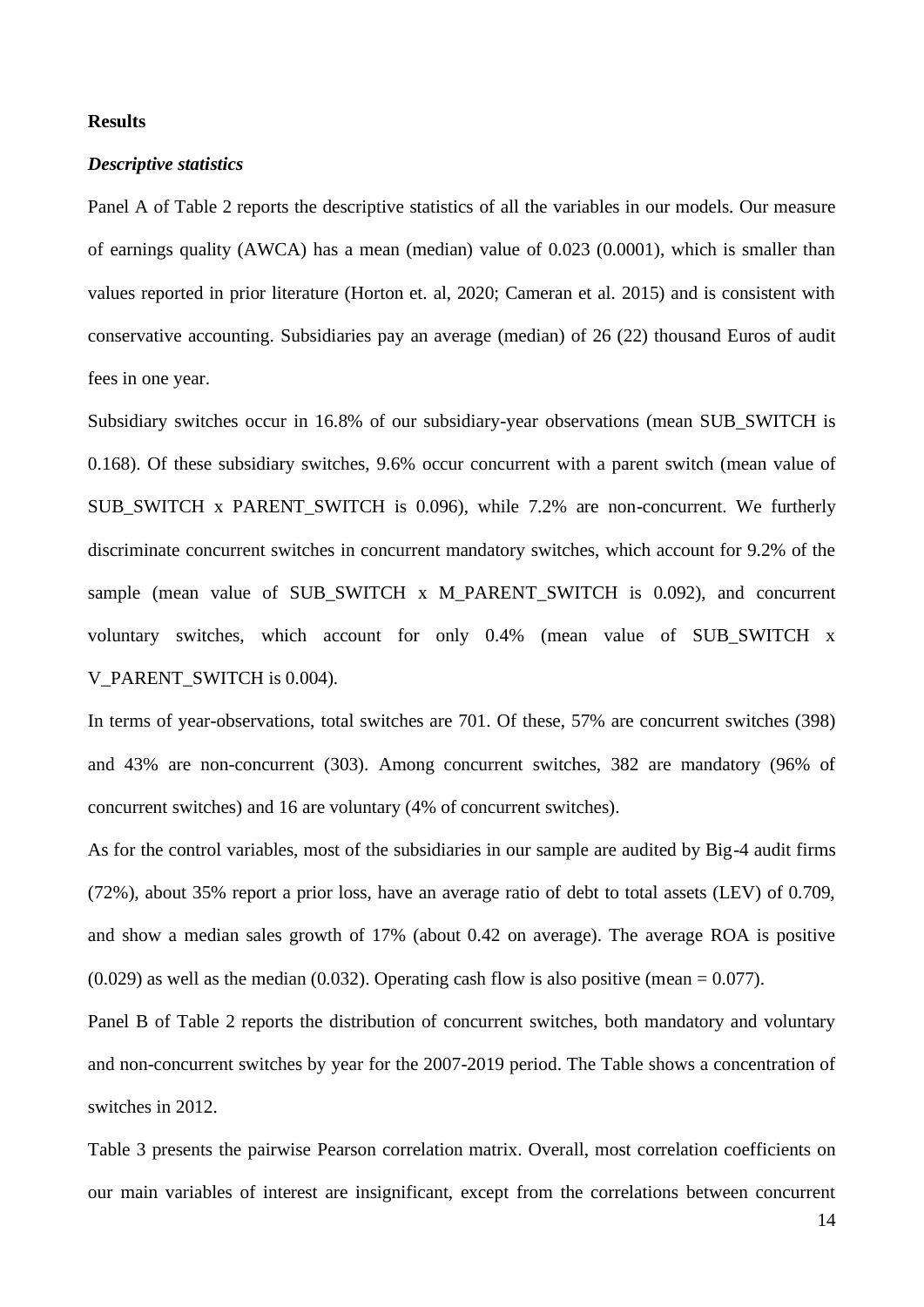**Results**

***Descriptive statistics***

Panel A of Table 2 reports the descriptive statistics of all the variables in our models. Our measure of earnings quality (AWCA) has a mean (median) value of 0.023 (0.0001), which is smaller than values reported in prior literature (Horton et. al, 2020; Cameran et al. 2015) and is consistent with conservative accounting. Subsidiaries pay an average (median) of 26 (22) thousand Euros of audit fees in one year.

Subsidiary switches occur in 16.8% of our subsidiary-year observations (mean SUB_SWITCH is 0.168). Of these subsidiary switches, 9.6% occur concurrent with a parent switch (mean value of SUB_SWITCH x PARENT_SWITCH is 0.096), while 7.2% are non-concurrent. We furtherly discriminate concurrent switches in concurrent mandatory switches, which account for 9.2% of the sample (mean value of SUB_SWITCH x M_PARENT_SWITCH is 0.092), and concurrent voluntary switches, which account for only 0.4% (mean value of SUB_SWITCH x V_PARENT_SWITCH is 0.004).

In terms of year-observations, total switches are 701. Of these, 57% are concurrent switches (398) and 43% are non-concurrent (303). Among concurrent switches, 382 are mandatory (96% of concurrent switches) and 16 are voluntary (4% of concurrent switches).

As for the control variables, most of the subsidiaries in our sample are audited by Big-4 audit firms (72%), about 35% report a prior loss, have an average ratio of debt to total assets (LEV) of 0.709, and show a median sales growth of 17% (about 0.42 on average). The average ROA is positive (0.029) as well as the median (0.032). Operating cash flow is also positive (mean = 0.077).

Panel B of Table 2 reports the distribution of concurrent switches, both mandatory and voluntary and non-concurrent switches by year for the 2007-2019 period. The Table shows a concentration of switches in 2012.

Table 3 presents the pairwise Pearson correlation matrix. Overall, most correlation coefficients on our main variables of interest are insignificant, except from the correlations between concurrent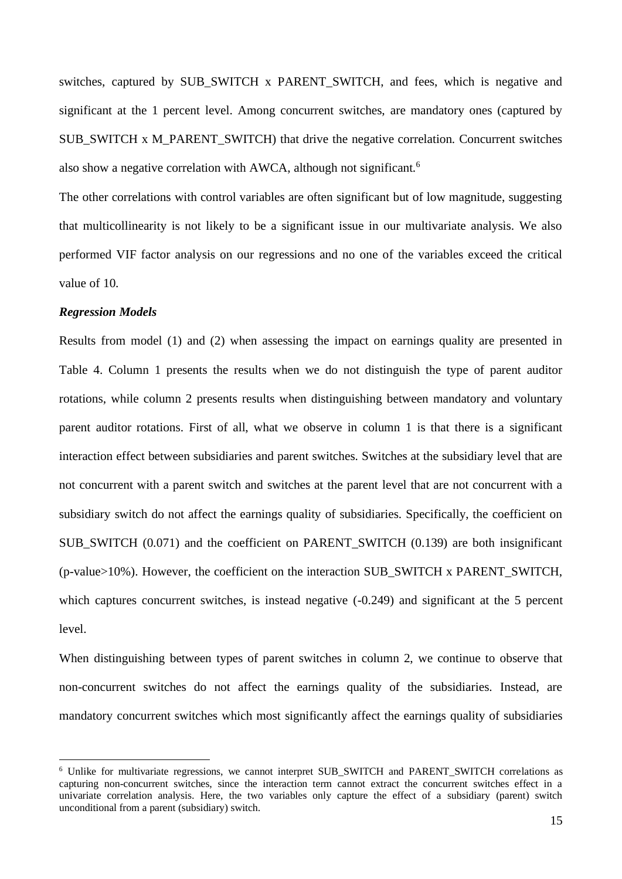switches, captured by SUB_SWITCH x PARENT_SWITCH, and fees, which is negative and significant at the 1 percent level. Among concurrent switches, are mandatory ones (captured by SUB_SWITCH x M_PARENT_SWITCH) that drive the negative correlation. Concurrent switches also show a negative correlation with AWCA, although not significant.[6]

The other correlations with control variables are often significant but of low magnitude, suggesting that multicollinearity is not likely to be a significant issue in our multivariate analysis. We also performed VIF factor analysis on our regressions and no one of the variables exceed the critical value of 10.

***Regression Models***

Results from model (1) and (2) when assessing the impact on earnings quality are presented in Table 4. Column 1 presents the results when we do not distinguish the type of parent auditor rotations, while column 2 presents results when distinguishing between mandatory and voluntary parent auditor rotations. First of all, what we observe in column 1 is that there is a significant interaction effect between subsidiaries and parent switches. Switches at the subsidiary level that are not concurrent with a parent switch and switches at the parent level that are not concurrent with a subsidiary switch do not affect the earnings quality of subsidiaries. Specifically, the coefficient on SUB_SWITCH (0.071) and the coefficient on PARENT_SWITCH (0.139) are both insignificant (p-value>10%). However, the coefficient on the interaction SUB_SWITCH x PARENT_SWITCH, which captures concurrent switches, is instead negative (-0.249) and significant at the 5 percent level.

When distinguishing between types of parent switches in column 2, we continue to observe that non-concurrent switches do not affect the earnings quality of the subsidiaries. Instead, are mandatory concurrent switches which most significantly affect the earnings quality of subsidiaries

[6] Unlike for multivariate regressions, we cannot interpret SUB_SWITCH and PARENT_SWITCH correlations as capturing non-concurrent switches, since the interaction term cannot extract the concurrent switches effect in a univariate correlation analysis. Here, the two variables only capture the effect of a subsidiary (parent) switch unconditional from a parent (subsidiary) switch.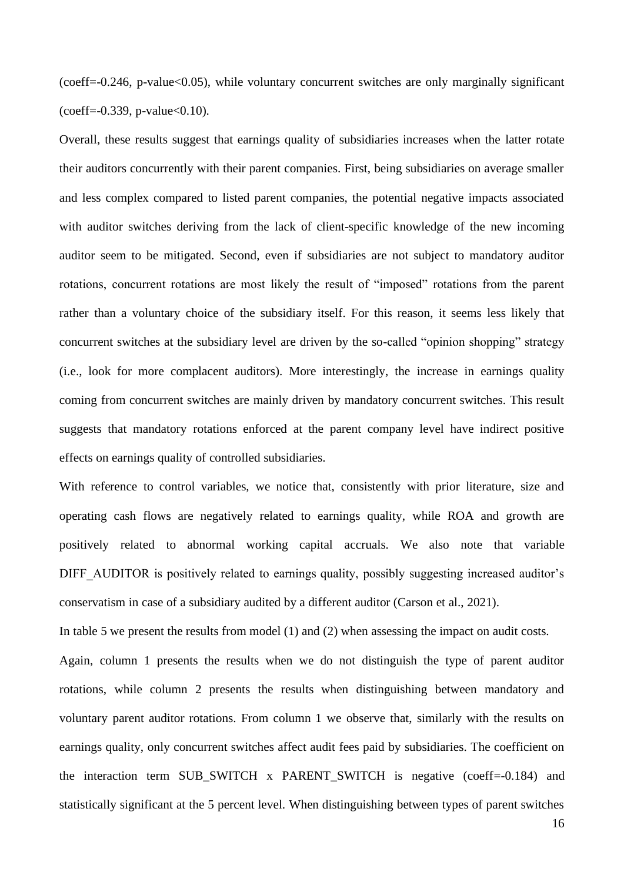(coeff=-0.246, p-value<0.05), while voluntary concurrent switches are only marginally significant (coeff=-0.339, p-value<0.10).

Overall, these results suggest that earnings quality of subsidiaries increases when the latter rotate their auditors concurrently with their parent companies. First, being subsidiaries on average smaller and less complex compared to listed parent companies, the potential negative impacts associated with auditor switches deriving from the lack of client-specific knowledge of the new incoming auditor seem to be mitigated. Second, even if subsidiaries are not subject to mandatory auditor rotations, concurrent rotations are most likely the result of "imposed" rotations from the parent rather than a voluntary choice of the subsidiary itself. For this reason, it seems less likely that concurrent switches at the subsidiary level are driven by the so-called "opinion shopping" strategy (i.e., look for more complacent auditors). More interestingly, the increase in earnings quality coming from concurrent switches are mainly driven by mandatory concurrent switches. This result suggests that mandatory rotations enforced at the parent company level have indirect positive effects on earnings quality of controlled subsidiaries.

With reference to control variables, we notice that, consistently with prior literature, size and operating cash flows are negatively related to earnings quality, while ROA and growth are positively related to abnormal working capital accruals. We also note that variable DIFF_AUDITOR is positively related to earnings quality, possibly suggesting increased auditor's conservatism in case of a subsidiary audited by a different auditor (Carson et al., 2021).

In table 5 we present the results from model (1) and (2) when assessing the impact on audit costs.

Again, column 1 presents the results when we do not distinguish the type of parent auditor rotations, while column 2 presents the results when distinguishing between mandatory and voluntary parent auditor rotations. From column 1 we observe that, similarly with the results on earnings quality, only concurrent switches affect audit fees paid by subsidiaries. The coefficient on the interaction term SUB_SWITCH x PARENT_SWITCH is negative (coeff=-0.184) and statistically significant at the 5 percent level. When distinguishing between types of parent switches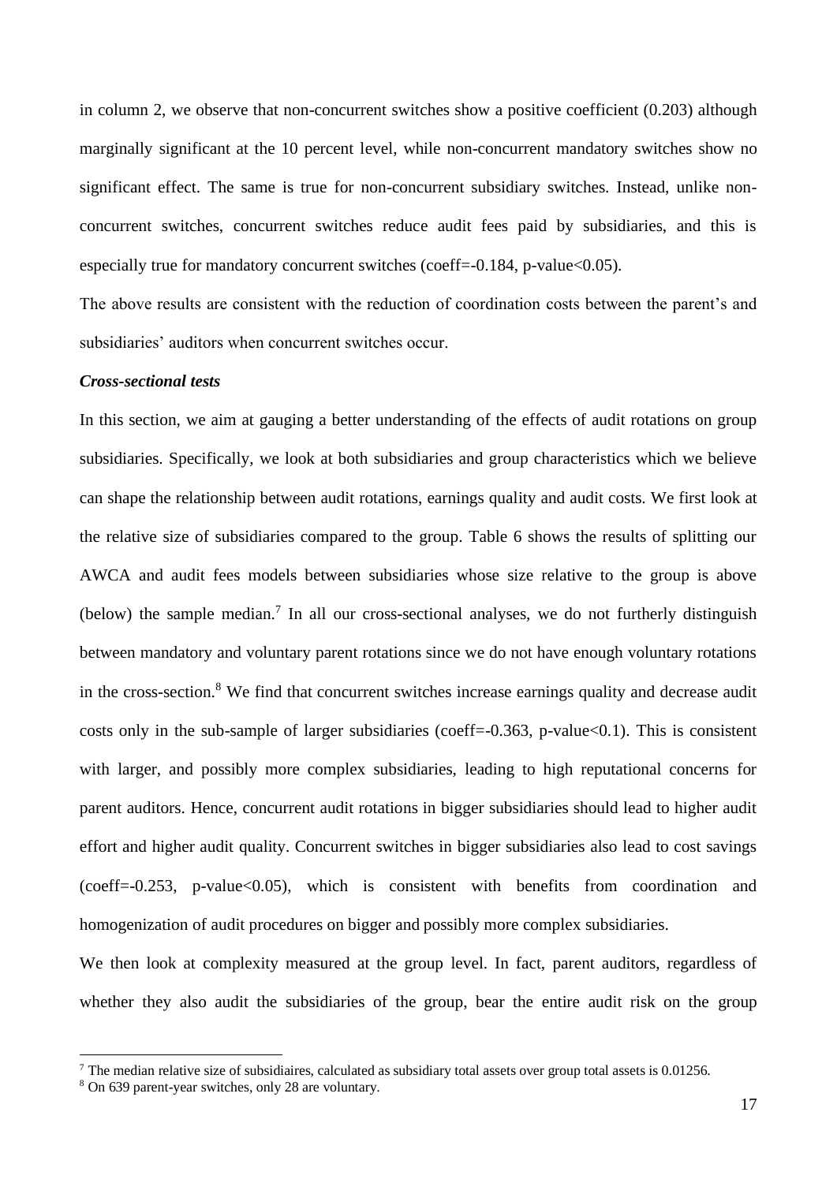in column 2, we observe that non-concurrent switches show a positive coefficient (0.203) although marginally significant at the 10 percent level, while non-concurrent mandatory switches show no significant effect. The same is true for non-concurrent subsidiary switches. Instead, unlike non-concurrent switches, concurrent switches reduce audit fees paid by subsidiaries, and this is especially true for mandatory concurrent switches (coeff=-0.184, p-value<0.05).

The above results are consistent with the reduction of coordination costs between the parent's and subsidiaries' auditors when concurrent switches occur.

***Cross-sectional tests***

In this section, we aim at gauging a better understanding of the effects of audit rotations on group subsidiaries. Specifically, we look at both subsidiaries and group characteristics which we believe can shape the relationship between audit rotations, earnings quality and audit costs. We first look at the relative size of subsidiaries compared to the group. Table 6 shows the results of splitting our AWCA and audit fees models between subsidiaries whose size relative to the group is above (below) the sample median.[7] In all our cross-sectional analyses, we do not furtherly distinguish between mandatory and voluntary parent rotations since we do not have enough voluntary rotations in the cross-section.[8] We find that concurrent switches increase earnings quality and decrease audit costs only in the sub-sample of larger subsidiaries (coeff=-0.363, p-value<0.1). This is consistent with larger, and possibly more complex subsidiaries, leading to high reputational concerns for parent auditors. Hence, concurrent audit rotations in bigger subsidiaries should lead to higher audit effort and higher audit quality. Concurrent switches in bigger subsidiaries also lead to cost savings (coeff=-0.253, p-value<0.05), which is consistent with benefits from coordination and homogenization of audit procedures on bigger and possibly more complex subsidiaries.

We then look at complexity measured at the group level. In fact, parent auditors, regardless of whether they also audit the subsidiaries of the group, bear the entire audit risk on the group

---

[7] The median relative size of subsidiaires, calculated as subsidiary total assets over group total assets is 0.01256.

[8] On 639 parent-year switches, only 28 are voluntary.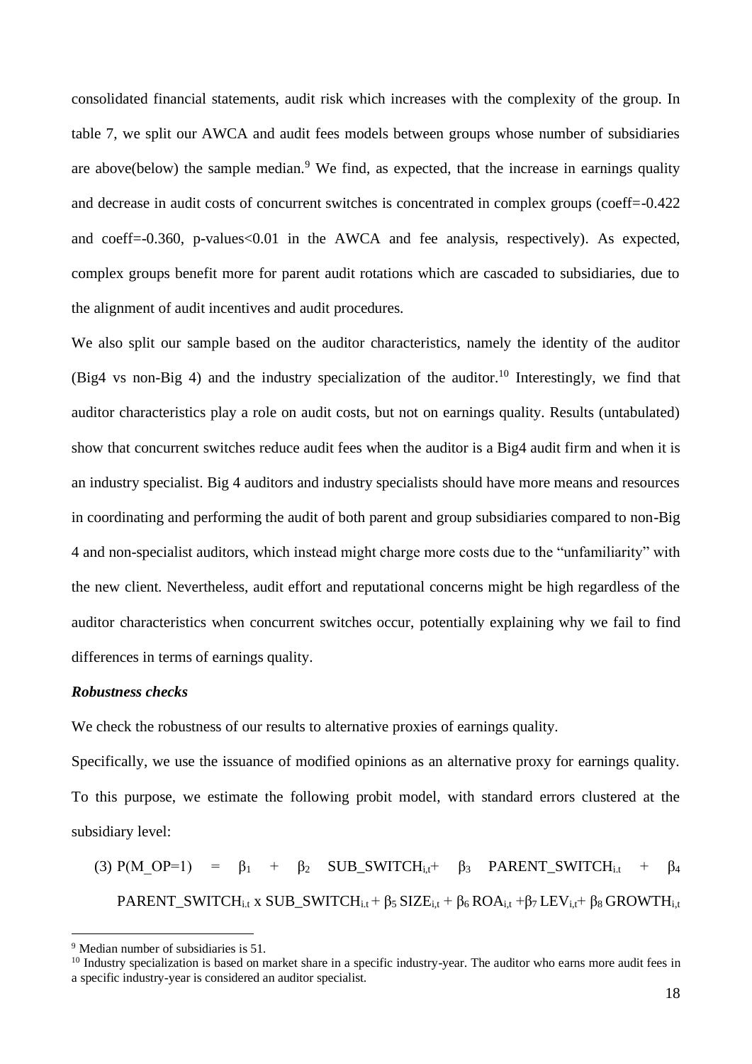consolidated financial statements, audit risk which increases with the complexity of the group. In table 7, we split our AWCA and audit fees models between groups whose number of subsidiaries are above(below) the sample median.[9] We find, as expected, that the increase in earnings quality and decrease in audit costs of concurrent switches is concentrated in complex groups (coeff=-0.422 and coeff=-0.360, p-values<0.01 in the AWCA and fee analysis, respectively). As expected, complex groups benefit more for parent audit rotations which are cascaded to subsidiaries, due to the alignment of audit incentives and audit procedures.

We also split our sample based on the auditor characteristics, namely the identity of the auditor (Big4 vs non-Big 4) and the industry specialization of the auditor.[10] Interestingly, we find that auditor characteristics play a role on audit costs, but not on earnings quality. Results (untabulated) show that concurrent switches reduce audit fees when the auditor is a Big4 audit firm and when it is an industry specialist. Big 4 auditors and industry specialists should have more means and resources in coordinating and performing the audit of both parent and group subsidiaries compared to non-Big 4 and non-specialist auditors, which instead might charge more costs due to the "unfamiliarity" with the new client. Nevertheless, audit effort and reputational concerns might be high regardless of the auditor characteristics when concurrent switches occur, potentially explaining why we fail to find differences in terms of earnings quality.

***Robustness checks***

We check the robustness of our results to alternative proxies of earnings quality.

Specifically, we use the issuance of modified opinions as an alternative proxy for earnings quality. To this purpose, we estimate the following probit model, with standard errors clustered at the subsidiary level:

$$(3)\ P(M\_OP=1) = \beta_1 + \beta_2\ SUB\_SWITCH_{i,t} + \beta_3\ PARENT\_SWITCH_{i,t} + \beta_4\ PARENT\_SWITCH_{i,t} \times SUB\_SWITCH_{i,t} + \beta_5\ SIZE_{i,t} + \beta_6\ ROA_{i,t} + \beta_7\ LEV_{i,t} + \beta_8\ GROWTH_{i,t}$$

[9] Median number of subsidiaries is 51.

[10] Industry specialization is based on market share in a specific industry-year. The auditor who earns more audit fees in a specific industry-year is considered an auditor specialist.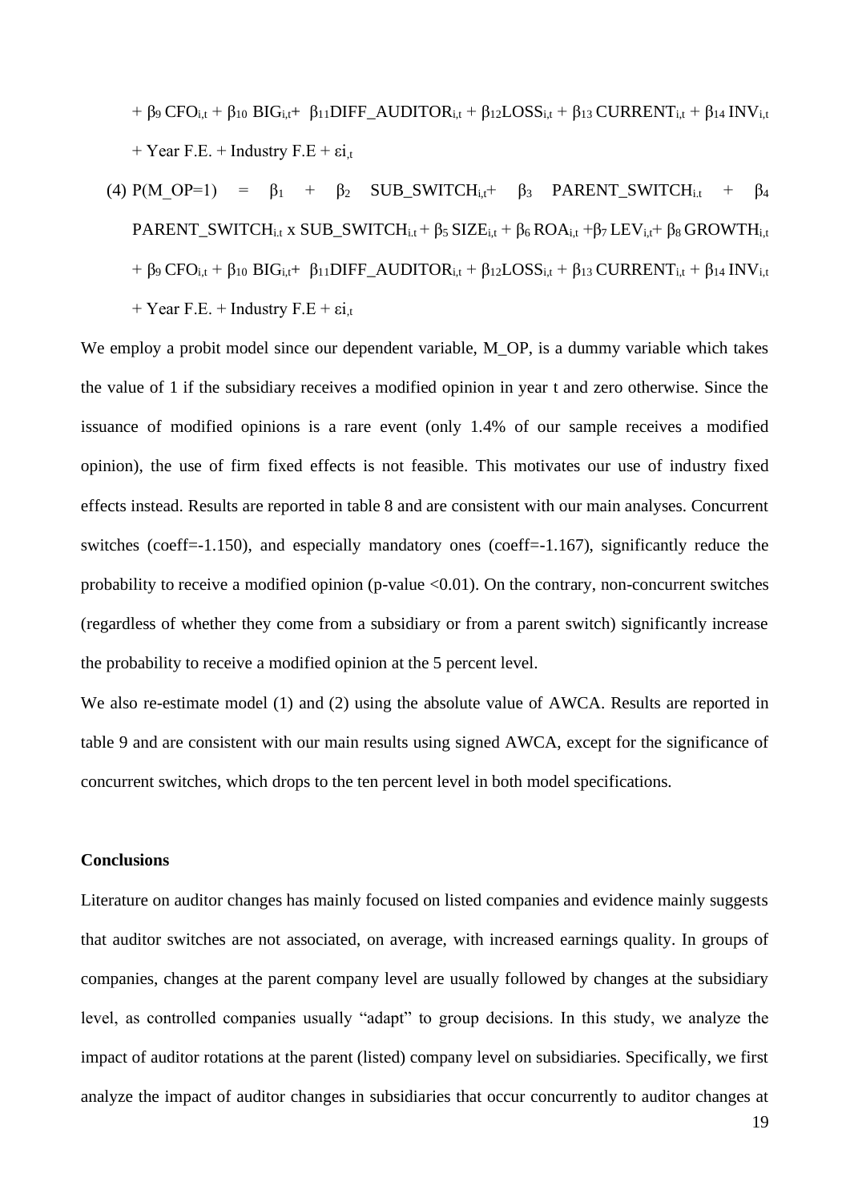$$+ \beta_9 \, CFO_{i,t} + \beta_{10} \, BIG_{i,t} + \beta_{11} DIFF\_AUDITOR_{i,t} + \beta_{12} LOSS_{i,t} + \beta_{13} \, CURRENT_{i,t} + \beta_{14} \, INV_{i,t}$$

$$+ \text{Year F.E.} + \text{Industry F.E} + \varepsilon i_{,t}$$

(4)

$$P(M\_OP=1) = \beta_1 + \beta_2 \, SUB\_SWITCH_{i,t} + \beta_3 \, PARENT\_SWITCH_{i,t} + \beta_4 \, PARENT\_SWITCH_{i,t} \times SUB\_SWITCH_{i,t} + \beta_5 \, SIZE_{i,t} + \beta_6 \, ROA_{i,t} + \beta_7 \, LEV_{i,t} + \beta_8 \, GROWTH_{i,t} + \beta_9 \, CFO_{i,t} + \beta_{10} \, BIG_{i,t} + \beta_{11} DIFF\_AUDITOR_{i,t} + \beta_{12} LOSS_{i,t} + \beta_{13} \, CURRENT_{i,t} + \beta_{14} \, INV_{i,t} + \text{Year F.E.} + \text{Industry F.E} + \varepsilon i_{,t}$$

We employ a probit model since our dependent variable, M_OP, is a dummy variable which takes the value of 1 if the subsidiary receives a modified opinion in year t and zero otherwise. Since the issuance of modified opinions is a rare event (only 1.4% of our sample receives a modified opinion), the use of firm fixed effects is not feasible. This motivates our use of industry fixed effects instead. Results are reported in table 8 and are consistent with our main analyses. Concurrent switches (coeff=-1.150), and especially mandatory ones (coeff=-1.167), significantly reduce the probability to receive a modified opinion (p-value <0.01). On the contrary, non-concurrent switches (regardless of whether they come from a subsidiary or from a parent switch) significantly increase the probability to receive a modified opinion at the 5 percent level.

We also re-estimate model (1) and (2) using the absolute value of AWCA. Results are reported in table 9 and are consistent with our main results using signed AWCA, except for the significance of concurrent switches, which drops to the ten percent level in both model specifications.

## Conclusions

Literature on auditor changes has mainly focused on listed companies and evidence mainly suggests that auditor switches are not associated, on average, with increased earnings quality. In groups of companies, changes at the parent company level are usually followed by changes at the subsidiary level, as controlled companies usually "adapt" to group decisions. In this study, we analyze the impact of auditor rotations at the parent (listed) company level on subsidiaries. Specifically, we first analyze the impact of auditor changes in subsidiaries that occur concurrently to auditor changes at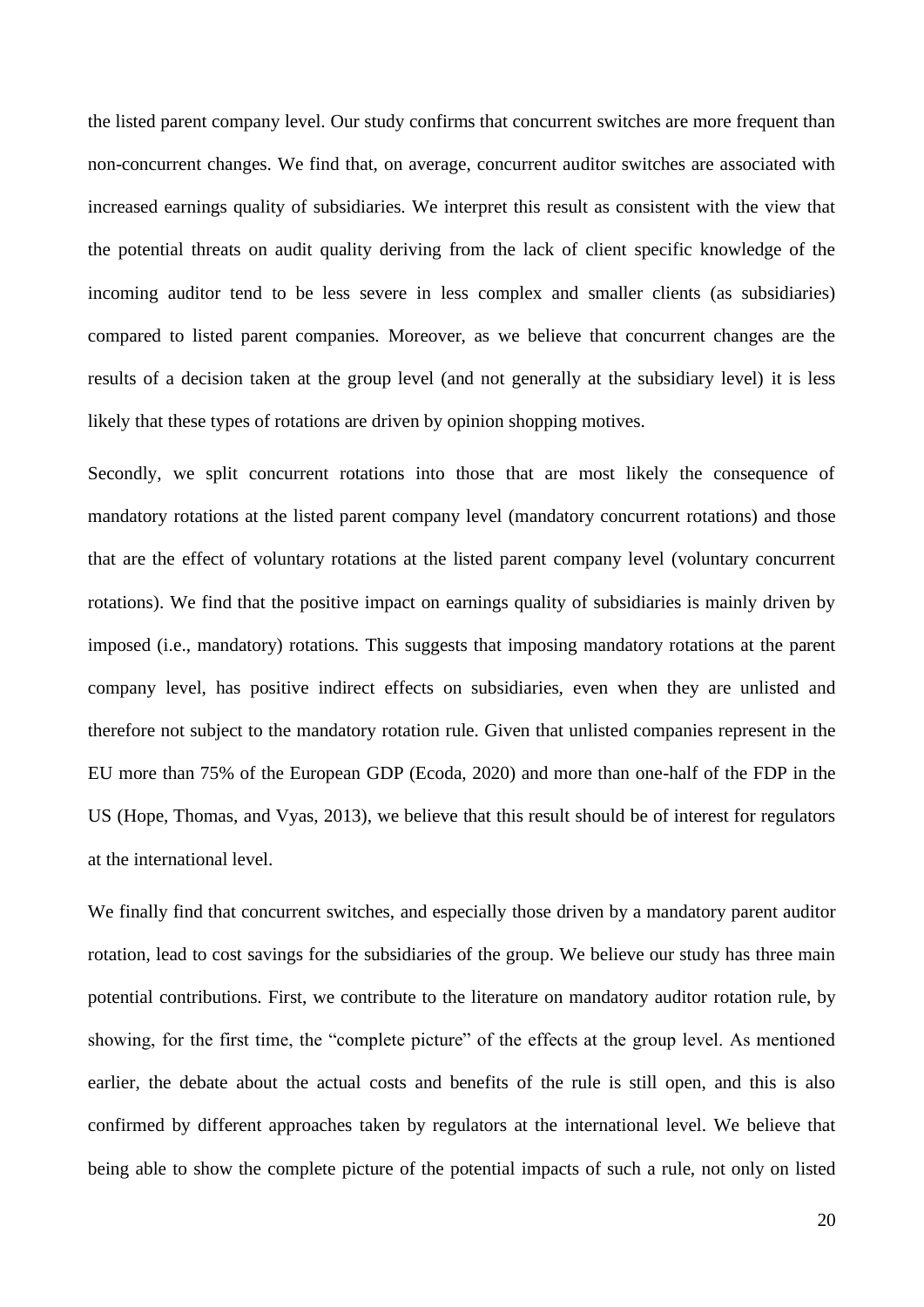the listed parent company level. Our study confirms that concurrent switches are more frequent than non-concurrent changes. We find that, on average, concurrent auditor switches are associated with increased earnings quality of subsidiaries. We interpret this result as consistent with the view that the potential threats on audit quality deriving from the lack of client specific knowledge of the incoming auditor tend to be less severe in less complex and smaller clients (as subsidiaries) compared to listed parent companies. Moreover, as we believe that concurrent changes are the results of a decision taken at the group level (and not generally at the subsidiary level) it is less likely that these types of rotations are driven by opinion shopping motives.

Secondly, we split concurrent rotations into those that are most likely the consequence of mandatory rotations at the listed parent company level (mandatory concurrent rotations) and those that are the effect of voluntary rotations at the listed parent company level (voluntary concurrent rotations). We find that the positive impact on earnings quality of subsidiaries is mainly driven by imposed (i.e., mandatory) rotations. This suggests that imposing mandatory rotations at the parent company level, has positive indirect effects on subsidiaries, even when they are unlisted and therefore not subject to the mandatory rotation rule. Given that unlisted companies represent in the EU more than 75% of the European GDP (Ecoda, 2020) and more than one-half of the FDP in the US (Hope, Thomas, and Vyas, 2013), we believe that this result should be of interest for regulators at the international level.

We finally find that concurrent switches, and especially those driven by a mandatory parent auditor rotation, lead to cost savings for the subsidiaries of the group. We believe our study has three main potential contributions. First, we contribute to the literature on mandatory auditor rotation rule, by showing, for the first time, the "complete picture" of the effects at the group level. As mentioned earlier, the debate about the actual costs and benefits of the rule is still open, and this is also confirmed by different approaches taken by regulators at the international level. We believe that being able to show the complete picture of the potential impacts of such a rule, not only on listed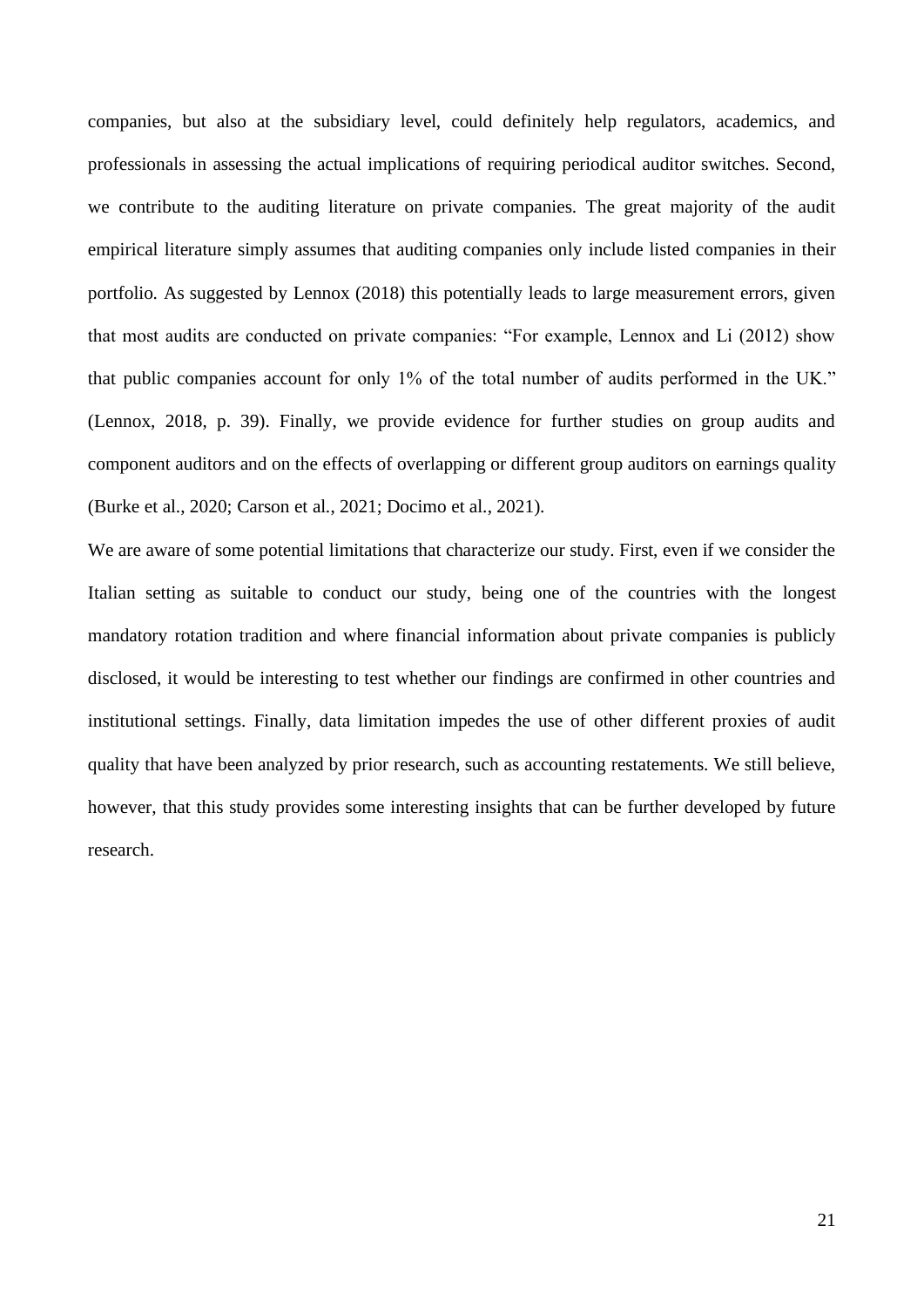companies, but also at the subsidiary level, could definitely help regulators, academics, and professionals in assessing the actual implications of requiring periodical auditor switches. Second, we contribute to the auditing literature on private companies. The great majority of the audit empirical literature simply assumes that auditing companies only include listed companies in their portfolio. As suggested by Lennox (2018) this potentially leads to large measurement errors, given that most audits are conducted on private companies: "For example, Lennox and Li (2012) show that public companies account for only 1% of the total number of audits performed in the UK." (Lennox, 2018, p. 39). Finally, we provide evidence for further studies on group audits and component auditors and on the effects of overlapping or different group auditors on earnings quality (Burke et al., 2020; Carson et al., 2021; Docimo et al., 2021).

We are aware of some potential limitations that characterize our study. First, even if we consider the Italian setting as suitable to conduct our study, being one of the countries with the longest mandatory rotation tradition and where financial information about private companies is publicly disclosed, it would be interesting to test whether our findings are confirmed in other countries and institutional settings. Finally, data limitation impedes the use of other different proxies of audit quality that have been analyzed by prior research, such as accounting restatements. We still believe, however, that this study provides some interesting insights that can be further developed by future research.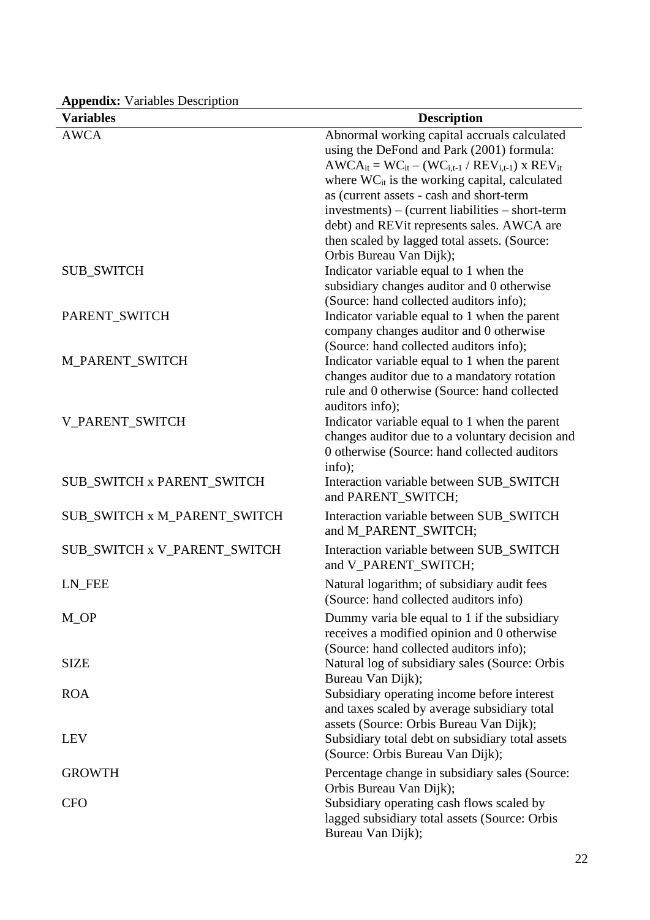**Appendix:** Variables Description

| Variables | Description |
| --- | --- |
| AWCA | Abnormal working capital accruals calculated using the DeFond and Park (2001) formula: $AWCA_{it} = WC_{it} – (WC_{i,t-1} / REV_{i,t-1}) \times REV_{it}$ where $WC_{it}$ is the working capital, calculated as (current assets - cash and short-term investments) – (current liabilities – short-term debt) and REVit represents sales. AWCA are then scaled by lagged total assets. (Source: Orbis Bureau Van Dijk); |
| SUB_SWITCH | Indicator variable equal to 1 when the subsidiary changes auditor and 0 otherwise (Source: hand collected auditors info); |
| PARENT_SWITCH | Indicator variable equal to 1 when the parent company changes auditor and 0 otherwise (Source: hand collected auditors info); |
| M_PARENT_SWITCH | Indicator variable equal to 1 when the parent changes auditor due to a mandatory rotation rule and 0 otherwise (Source: hand collected auditors info); |
| V_PARENT_SWITCH | Indicator variable equal to 1 when the parent changes auditor due to a voluntary decision and 0 otherwise (Source: hand collected auditors info); |
| SUB_SWITCH x PARENT_SWITCH | Interaction variable between SUB_SWITCH and PARENT_SWITCH; |
| SUB_SWITCH x M_PARENT_SWITCH | Interaction variable between SUB_SWITCH and M_PARENT_SWITCH; |
| SUB_SWITCH x V_PARENT_SWITCH | Interaction variable between SUB_SWITCH and V_PARENT_SWITCH; |
| LN_FEE | Natural logarithm; of subsidiary audit fees (Source: hand collected auditors info) |
| M_OP | Dummy varia ble equal to 1 if the subsidiary receives a modified opinion and 0 otherwise (Source: hand collected auditors info); |
| SIZE | Natural log of subsidiary sales (Source: Orbis Bureau Van Dijk); |
| ROA | Subsidiary operating income before interest and taxes scaled by average subsidiary total assets (Source: Orbis Bureau Van Dijk); |
| LEV | Subsidiary total debt on subsidiary total assets (Source: Orbis Bureau Van Dijk); |
| GROWTH | Percentage change in subsidiary sales (Source: Orbis Bureau Van Dijk); |
| CFO | Subsidiary operating cash flows scaled by lagged subsidiary total assets (Source: Orbis Bureau Van Dijk); |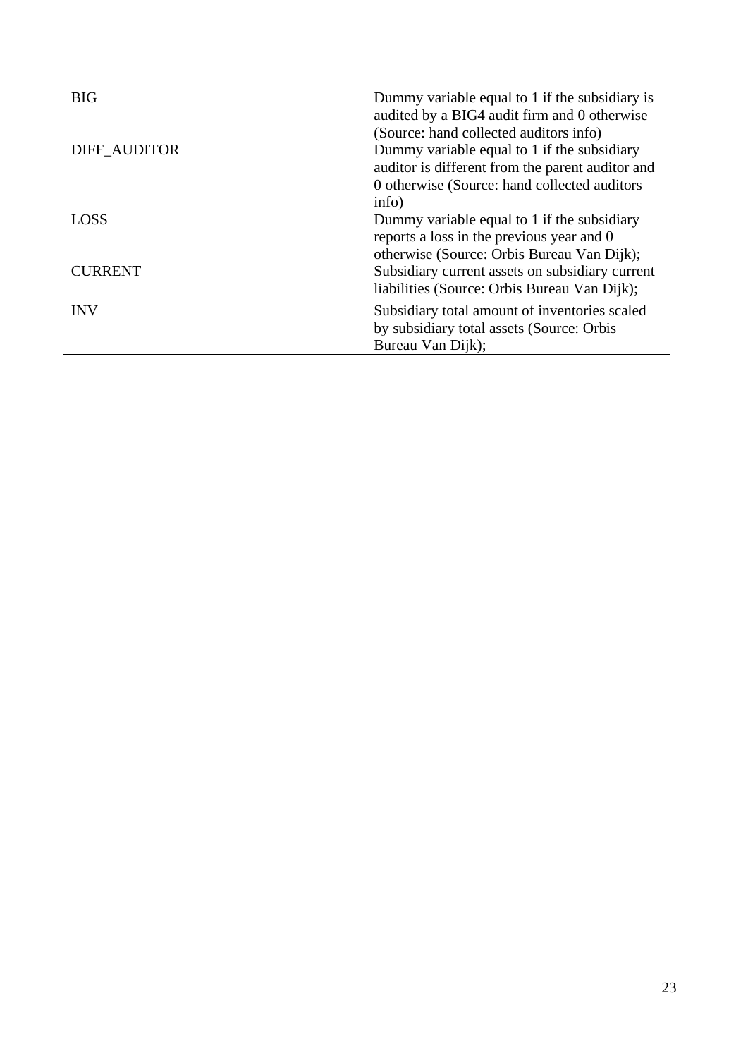| | |
|---|---|
| BIG | Dummy variable equal to 1 if the subsidiary is audited by a BIG4 audit firm and 0 otherwise (Source: hand collected auditors info) |
| DIFF_AUDITOR | Dummy variable equal to 1 if the subsidiary auditor is different from the parent auditor and 0 otherwise (Source: hand collected auditors info) |
| LOSS | Dummy variable equal to 1 if the subsidiary reports a loss in the previous year and 0 otherwise (Source: Orbis Bureau Van Dijk); |
| CURRENT | Subsidiary current assets on subsidiary current liabilities (Source: Orbis Bureau Van Dijk); |
| INV | Subsidiary total amount of inventories scaled by subsidiary total assets (Source: Orbis Bureau Van Dijk); |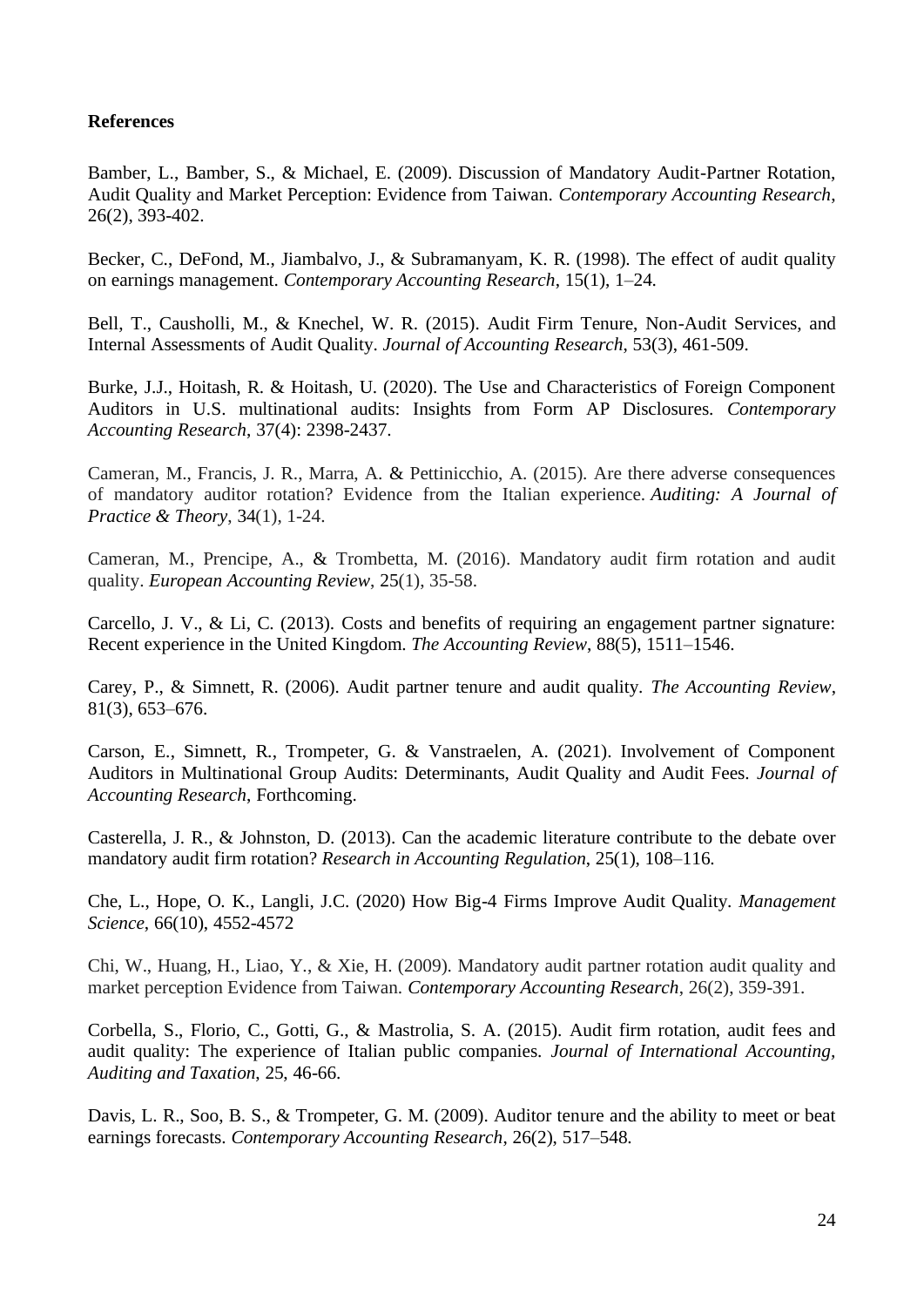**References**

Bamber, L., Bamber, S., & Michael, E. (2009). Discussion of Mandatory Audit-Partner Rotation, Audit Quality and Market Perception: Evidence from Taiwan. *Contemporary Accounting Research*, 26(2), 393-402.

Becker, C., DeFond, M., Jiambalvo, J., & Subramanyam, K. R. (1998). The effect of audit quality on earnings management. *Contemporary Accounting Research*, 15(1), 1–24.

Bell, T., Causholli, M., & Knechel, W. R. (2015). Audit Firm Tenure, Non-Audit Services, and Internal Assessments of Audit Quality. *Journal of Accounting Research*, 53(3), 461-509.

Burke, J.J., Hoitash, R. & Hoitash, U. (2020). The Use and Characteristics of Foreign Component Auditors in U.S. multinational audits: Insights from Form AP Disclosures. *Contemporary Accounting Research*, 37(4): 2398-2437.

Cameran, M., Francis, J. R., Marra, A. & Pettinicchio, A. (2015). Are there adverse consequences of mandatory auditor rotation? Evidence from the Italian experience. *Auditing: A Journal of Practice & Theory*, 34(1), 1-24.

Cameran, M., Prencipe, A., & Trombetta, M. (2016). Mandatory audit firm rotation and audit quality. *European Accounting Review*, 25(1), 35-58.

Carcello, J. V., & Li, C. (2013). Costs and benefits of requiring an engagement partner signature: Recent experience in the United Kingdom. *The Accounting Review*, 88(5), 1511–1546.

Carey, P., & Simnett, R. (2006). Audit partner tenure and audit quality. *The Accounting Review*, 81(3), 653–676.

Carson, E., Simnett, R., Trompeter, G. & Vanstraelen, A. (2021). Involvement of Component Auditors in Multinational Group Audits: Determinants, Audit Quality and Audit Fees. *Journal of Accounting Research*, Forthcoming.

Casterella, J. R., & Johnston, D. (2013). Can the academic literature contribute to the debate over mandatory audit firm rotation? *Research in Accounting Regulation*, 25(1), 108–116.

Che, L., Hope, O. K., Langli, J.C. (2020) How Big-4 Firms Improve Audit Quality. *Management Science*, 66(10), 4552-4572

Chi, W., Huang, H., Liao, Y., & Xie, H. (2009). Mandatory audit partner rotation audit quality and market perception Evidence from Taiwan. *Contemporary Accounting Research*, 26(2), 359-391.

Corbella, S., Florio, C., Gotti, G., & Mastrolia, S. A. (2015). Audit firm rotation, audit fees and audit quality: The experience of Italian public companies. *Journal of International Accounting, Auditing and Taxation*, 25, 46-66.

Davis, L. R., Soo, B. S., & Trompeter, G. M. (2009). Auditor tenure and the ability to meet or beat earnings forecasts. *Contemporary Accounting Research*, 26(2), 517–548.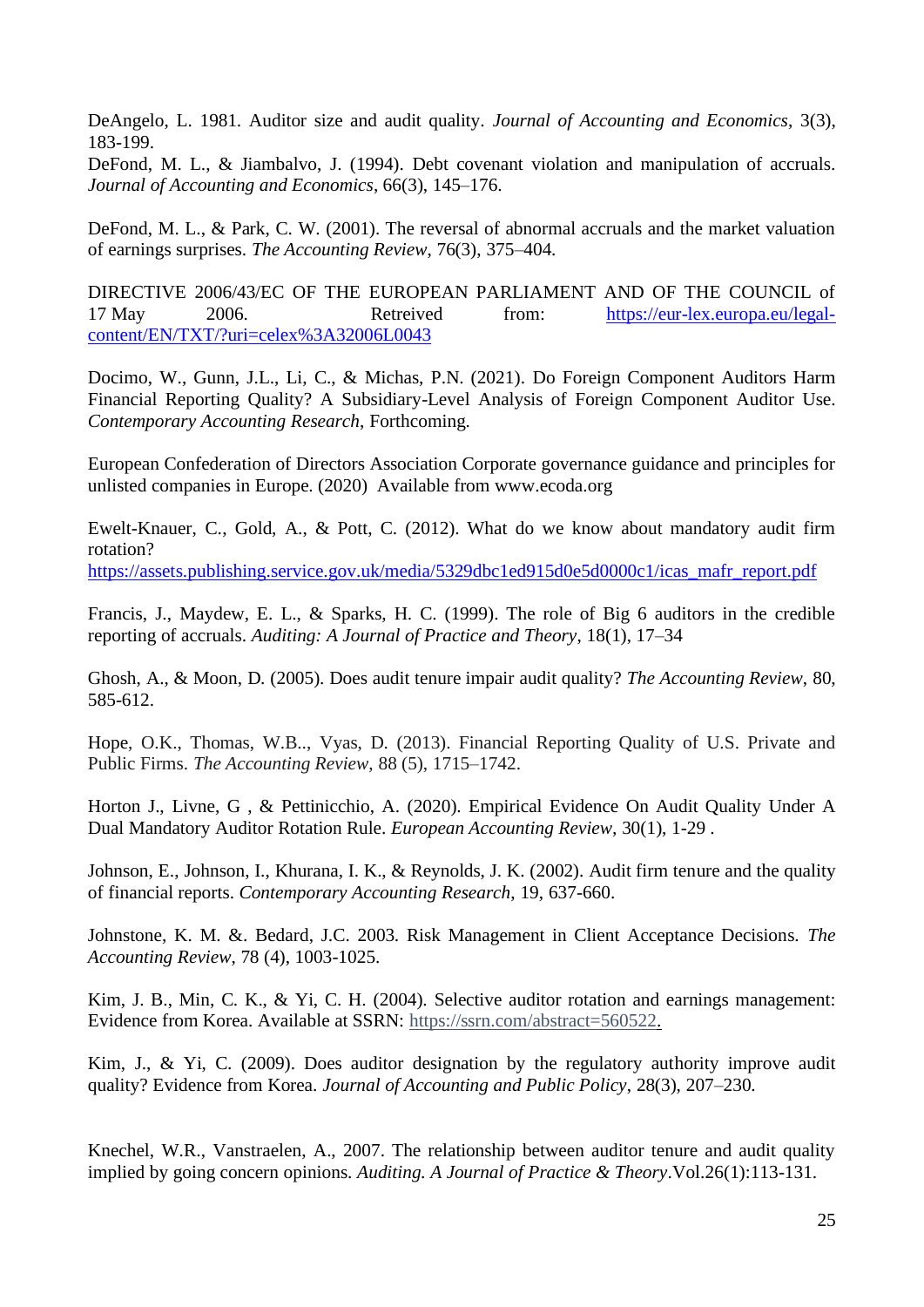DeAngelo, L. 1981. Auditor size and audit quality. *Journal of Accounting and Economics*, 3(3), 183-199.
DeFond, M. L., & Jiambalvo, J. (1994). Debt covenant violation and manipulation of accruals. *Journal of Accounting and Economics*, 66(3), 145–176.

DeFond, M. L., & Park, C. W. (2001). The reversal of abnormal accruals and the market valuation of earnings surprises. *The Accounting Review*, 76(3), 375–404.

DIRECTIVE 2006/43/EC OF THE EUROPEAN PARLIAMENT AND OF THE COUNCIL of 17 May 2006. Retreived from: https://eur-lex.europa.eu/legal-content/EN/TXT/?uri=celex%3A32006L0043

Docimo, W., Gunn, J.L., Li, C., & Michas, P.N. (2021). Do Foreign Component Auditors Harm Financial Reporting Quality? A Subsidiary-Level Analysis of Foreign Component Auditor Use. *Contemporary Accounting Research*, Forthcoming.

European Confederation of Directors Association Corporate governance guidance and principles for unlisted companies in Europe. (2020) Available from www.ecoda.org

Ewelt-Knauer, C., Gold, A., & Pott, C. (2012). What do we know about mandatory audit firm rotation?
https://assets.publishing.service.gov.uk/media/5329dbc1ed915d0e5d0000c1/icas_mafr_report.pdf

Francis, J., Maydew, E. L., & Sparks, H. C. (1999). The role of Big 6 auditors in the credible reporting of accruals. *Auditing: A Journal of Practice and Theory*, 18(1), 17–34

Ghosh, A., & Moon, D. (2005). Does audit tenure impair audit quality? *The Accounting Review*, 80, 585-612.

Hope, O.K., Thomas, W.B.., Vyas, D. (2013). Financial Reporting Quality of U.S. Private and Public Firms. *The Accounting Review*, 88 (5), 1715–1742.

Horton J., Livne, G , & Pettinicchio, A. (2020). Empirical Evidence On Audit Quality Under A Dual Mandatory Auditor Rotation Rule. *European Accounting Review*, 30(1), 1-29 .

Johnson, E., Johnson, I., Khurana, I. K., & Reynolds, J. K. (2002). Audit firm tenure and the quality of financial reports. *Contemporary Accounting Research*, 19, 637-660.

Johnstone, K. M. &. Bedard, J.C. 2003. Risk Management in Client Acceptance Decisions. *The Accounting Review*, 78 (4), 1003-1025.

Kim, J. B., Min, C. K., & Yi, C. H. (2004). Selective auditor rotation and earnings management: Evidence from Korea. Available at SSRN: https://ssrn.com/abstract=560522.

Kim, J., & Yi, C. (2009). Does auditor designation by the regulatory authority improve audit quality? Evidence from Korea. *Journal of Accounting and Public Policy*, 28(3), 207–230.

Knechel, W.R., Vanstraelen, A., 2007. The relationship between auditor tenure and audit quality implied by going concern opinions. *Auditing. A Journal of Practice & Theory*.Vol.26(1):113-131.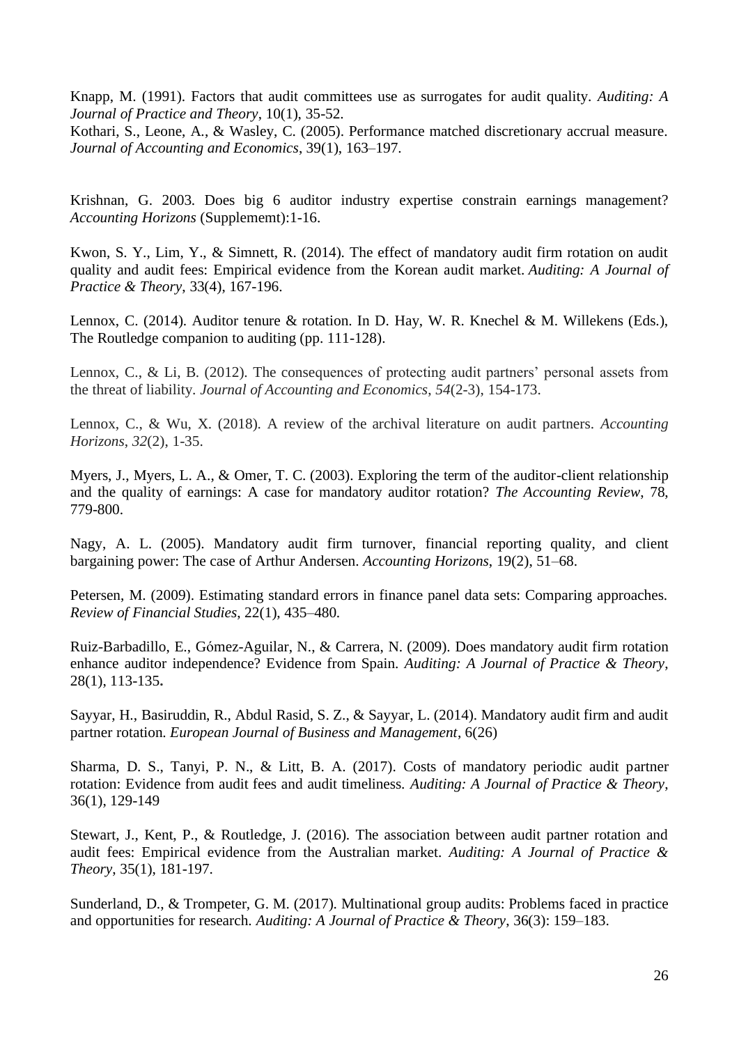Knapp, M. (1991). Factors that audit committees use as surrogates for audit quality. *Auditing: A Journal of Practice and Theory*, 10(1), 35-52.

Kothari, S., Leone, A., & Wasley, C. (2005). Performance matched discretionary accrual measure. *Journal of Accounting and Economics*, 39(1), 163–197.

Krishnan, G. 2003. Does big 6 auditor industry expertise constrain earnings management? *Accounting Horizons* (Supplememt):1-16.

Kwon, S. Y., Lim, Y., & Simnett, R. (2014). The effect of mandatory audit firm rotation on audit quality and audit fees: Empirical evidence from the Korean audit market. *Auditing: A Journal of Practice & Theory*, 33(4), 167-196.

Lennox, C. (2014). Auditor tenure & rotation. In D. Hay, W. R. Knechel & M. Willekens (Eds.), The Routledge companion to auditing (pp. 111-128).

Lennox, C., & Li, B. (2012). The consequences of protecting audit partners' personal assets from the threat of liability. *Journal of Accounting and Economics*, *54*(2-3), 154-173.

Lennox, C., & Wu, X. (2018). A review of the archival literature on audit partners. *Accounting Horizons*, *32*(2), 1-35.

Myers, J., Myers, L. A., & Omer, T. C. (2003). Exploring the term of the auditor-client relationship and the quality of earnings: A case for mandatory auditor rotation? *The Accounting Review*, 78, 779-800.

Nagy, A. L. (2005). Mandatory audit firm turnover, financial reporting quality, and client bargaining power: The case of Arthur Andersen. *Accounting Horizons*, 19(2), 51–68.

Petersen, M. (2009). Estimating standard errors in finance panel data sets: Comparing approaches. *Review of Financial Studies*, 22(1), 435–480.

Ruiz-Barbadillo, E., Gómez-Aguilar, N., & Carrera, N. (2009). Does mandatory audit firm rotation enhance auditor independence? Evidence from Spain. *Auditing: A Journal of Practice & Theory*, 28(1), 113-135.

Sayyar, H., Basiruddin, R., Abdul Rasid, S. Z., & Sayyar, L. (2014). Mandatory audit firm and audit partner rotation. *European Journal of Business and Management*, 6(26)

Sharma, D. S., Tanyi, P. N., & Litt, B. A. (2017). Costs of mandatory periodic audit partner rotation: Evidence from audit fees and audit timeliness. *Auditing: A Journal of Practice & Theory*, 36(1), 129-149

Stewart, J., Kent, P., & Routledge, J. (2016). The association between audit partner rotation and audit fees: Empirical evidence from the Australian market. *Auditing: A Journal of Practice & Theory*, 35(1), 181-197.

Sunderland, D., & Trompeter, G. M. (2017). Multinational group audits: Problems faced in practice and opportunities for research. *Auditing: A Journal of Practice & Theory*, 36(3): 159–183.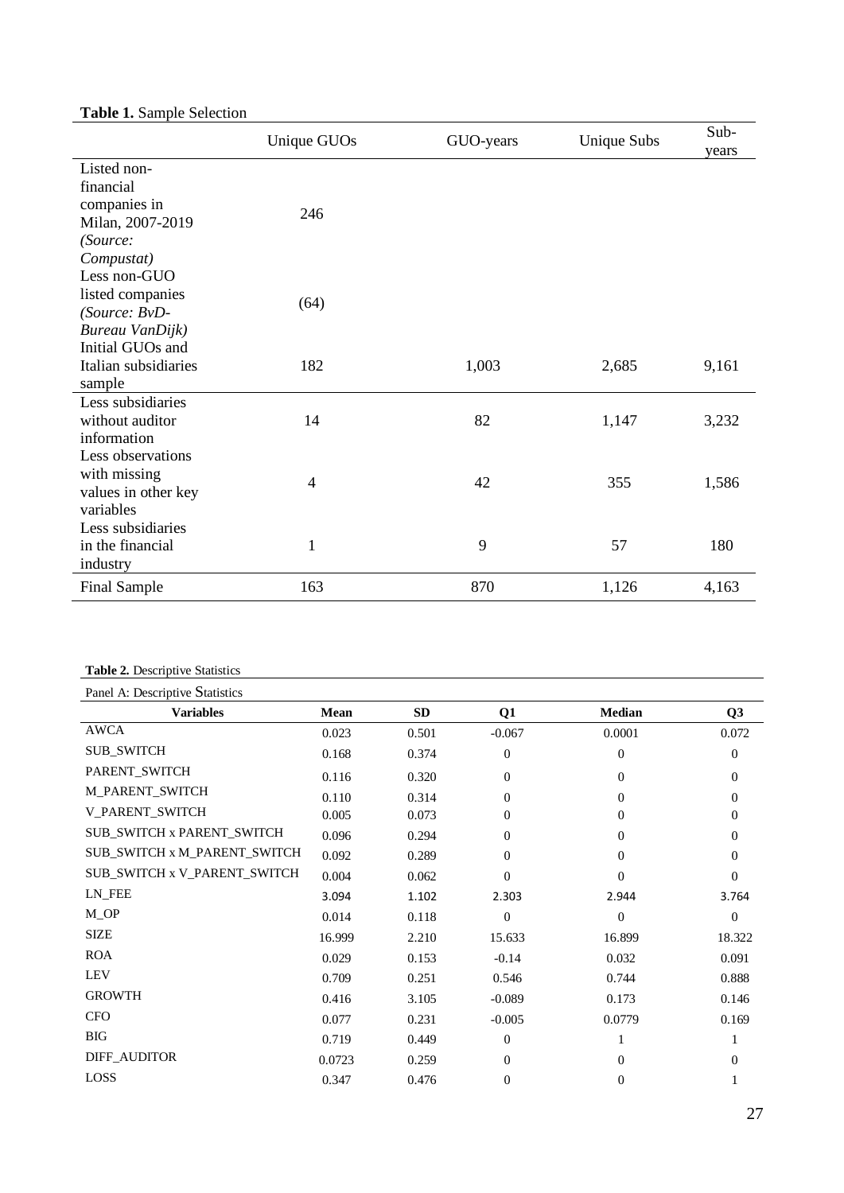**Table 1.** Sample Selection

| | Unique GUOs | GUO-years | Unique Subs | Sub-years |
|---|---|---|---|---|
| Listed non-financial companies in Milan, 2007-2019 *(Source: Compustat)* | 246 | | | |
| Less non-GUO listed companies *(Source: BvD-Bureau VanDijk)* | (64) | | | |
| Initial GUOs and Italian subsidiaries sample | 182 | 1,003 | 2,685 | 9,161 |
| Less subsidiaries without auditor information | 14 | 82 | 1,147 | 3,232 |
| Less observations with missing values in other key variables | 4 | 42 | 355 | 1,586 |
| Less subsidiaries in the financial industry | 1 | 9 | 57 | 180 |
| Final Sample | 163 | 870 | 1,126 | 4,163 |

**Table 2.** Descriptive Statistics

Panel A: Descriptive Statistics

| Variables | Mean | SD | Q1 | Median | Q3 |
|---|---|---|---|---|---|
| AWCA | 0.023 | 0.501 | -0.067 | 0.0001 | 0.072 |
| SUB_SWITCH | 0.168 | 0.374 | 0 | 0 | 0 |
| PARENT_SWITCH | 0.116 | 0.320 | 0 | 0 | 0 |
| M_PARENT_SWITCH | 0.110 | 0.314 | 0 | 0 | 0 |
| V_PARENT_SWITCH | 0.005 | 0.073 | 0 | 0 | 0 |
| SUB_SWITCH x PARENT_SWITCH | 0.096 | 0.294 | 0 | 0 | 0 |
| SUB_SWITCH x M_PARENT_SWITCH | 0.092 | 0.289 | 0 | 0 | 0 |
| SUB_SWITCH x V_PARENT_SWITCH | 0.004 | 0.062 | 0 | 0 | 0 |
| LN_FEE | 3.094 | 1.102 | 2.303 | 2.944 | 3.764 |
| M_OP | 0.014 | 0.118 | 0 | 0 | 0 |
| SIZE | 16.999 | 2.210 | 15.633 | 16.899 | 18.322 |
| ROA | 0.029 | 0.153 | -0.14 | 0.032 | 0.091 |
| LEV | 0.709 | 0.251 | 0.546 | 0.744 | 0.888 |
| GROWTH | 0.416 | 3.105 | -0.089 | 0.173 | 0.146 |
| CFO | 0.077 | 0.231 | -0.005 | 0.0779 | 0.169 |
| BIG | 0.719 | 0.449 | 0 | 1 | 1 |
| DIFF_AUDITOR | 0.0723 | 0.259 | 0 | 0 | 0 |
| LOSS | 0.347 | 0.476 | 0 | 0 | 1 |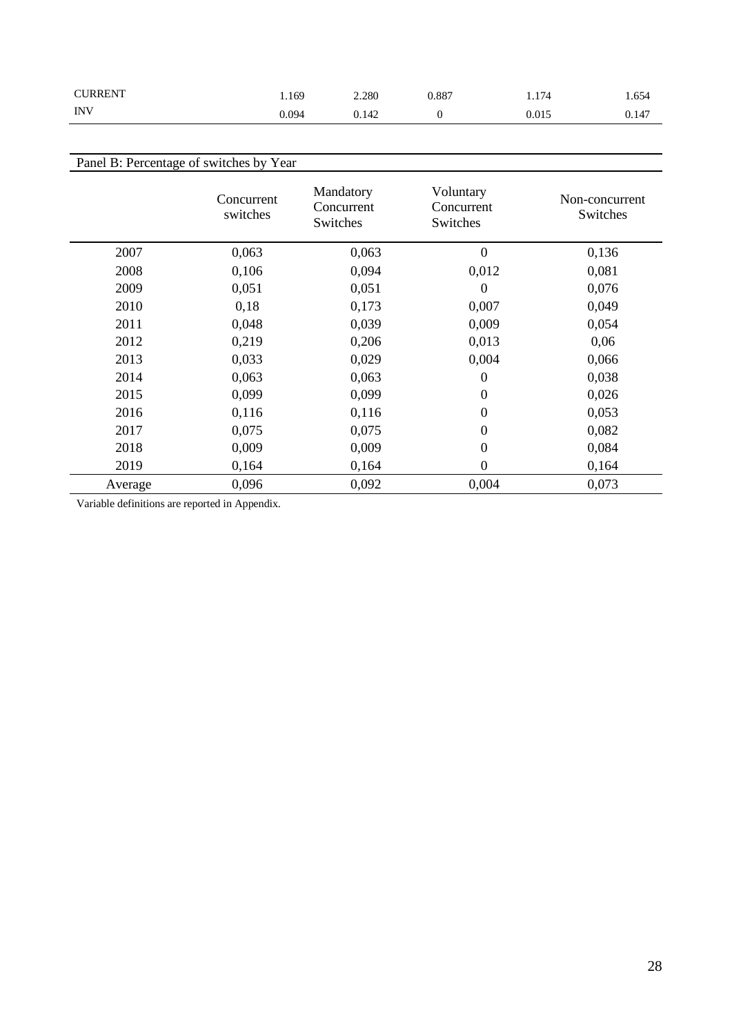| CURRENT | 1.169 | 2.280 | 0.887 | 1.174 | 1.654 |
|---|---|---|---|---|---|
| INV | 0.094 | 0.142 | 0 | 0.015 | 0.147 |

Panel B: Percentage of switches by Year

| | Concurrent switches | Mandatory Concurrent Switches | Voluntary Concurrent Switches | Non-concurrent Switches |
|---|---|---|---|---|
| 2007 | 0,063 | 0,063 | 0 | 0,136 |
| 2008 | 0,106 | 0,094 | 0,012 | 0,081 |
| 2009 | 0,051 | 0,051 | 0 | 0,076 |
| 2010 | 0,18 | 0,173 | 0,007 | 0,049 |
| 2011 | 0,048 | 0,039 | 0,009 | 0,054 |
| 2012 | 0,219 | 0,206 | 0,013 | 0,06 |
| 2013 | 0,033 | 0,029 | 0,004 | 0,066 |
| 2014 | 0,063 | 0,063 | 0 | 0,038 |
| 2015 | 0,099 | 0,099 | 0 | 0,026 |
| 2016 | 0,116 | 0,116 | 0 | 0,053 |
| 2017 | 0,075 | 0,075 | 0 | 0,082 |
| 2018 | 0,009 | 0,009 | 0 | 0,084 |
| 2019 | 0,164 | 0,164 | 0 | 0,164 |
| Average | 0,096 | 0,092 | 0,004 | 0,073 |

Variable definitions are reported in Appendix.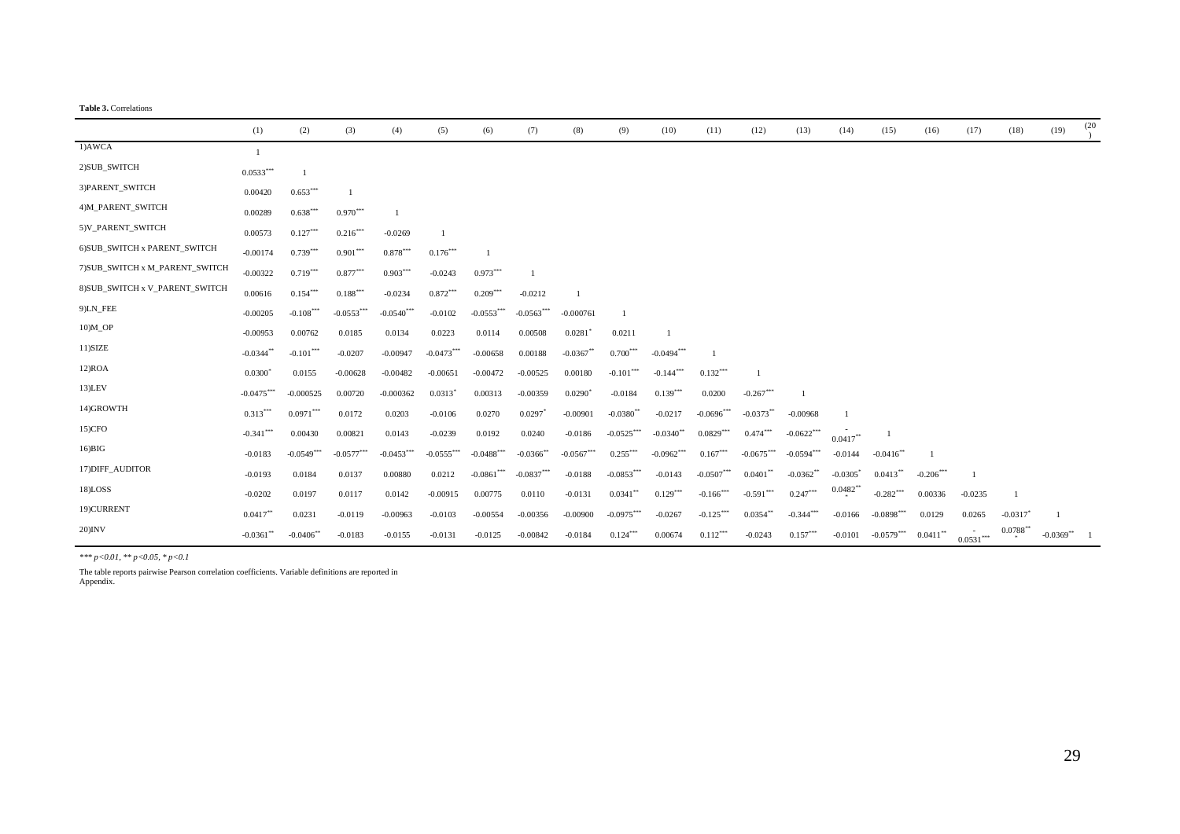**Table 3.** Correlations

| | (1) | (2) | (3) | (4) | (5) | (6) | (7) | (8) | (9) | (10) | (11) | (12) | (13) | (14) | (15) | (16) | (17) | (18) | (19) | (20) |
|---|---|---|---|---|---|---|---|---|---|---|---|---|---|---|---|---|---|---|---|---|
| 1)AWCA | 1 | | | | | | | | | | | | | | | | | | | |
| 2)SUB_SWITCH | 0.0533*** | 1 | | | | | | | | | | | | | | | | | | |
| 3)PARENT_SWITCH | 0.00420 | 0.653*** | 1 | | | | | | | | | | | | | | | | | |
| 4)M_PARENT_SWITCH | 0.00289 | 0.638*** | 0.970*** | 1 | | | | | | | | | | | | | | | | |
| 5)V_PARENT_SWITCH | 0.00573 | 0.127*** | 0.216*** | -0.0269 | 1 | | | | | | | | | | | | | | | |
| 6)SUB_SWITCH x PARENT_SWITCH | -0.00174 | 0.739*** | 0.901*** | 0.878*** | 0.176*** | 1 | | | | | | | | | | | | | | |
| 7)SUB_SWITCH x M_PARENT_SWITCH | -0.00322 | 0.719*** | 0.877*** | 0.903*** | -0.0243 | 0.973*** | 1 | | | | | | | | | | | | | |
| 8)SUB_SWITCH x V_PARENT_SWITCH | 0.00616 | 0.154*** | 0.188*** | -0.0234 | 0.872*** | 0.209*** | -0.0212 | 1 | | | | | | | | | | | | |
| 9)LN_FEE | -0.00205 | -0.108*** | -0.0553*** | -0.0540*** | -0.0102 | -0.0553*** | -0.0563*** | -0.000761 | 1 | | | | | | | | | | | |
| 10)M_OP | -0.00953 | 0.00762 | 0.0185 | 0.0134 | 0.0223 | 0.0114 | 0.00508 | 0.0281* | 0.0211 | 1 | | | | | | | | | | |
| 11)SIZE | -0.0344** | -0.101*** | -0.0207 | -0.00947 | -0.0473*** | -0.00658 | 0.00188 | -0.0367** | 0.700*** | -0.0494*** | 1 | | | | | | | | | |
| 12)ROA | 0.0300* | 0.0155 | -0.00628 | -0.00482 | -0.00651 | -0.00472 | -0.00525 | 0.00180 | -0.101*** | -0.144*** | 0.132*** | 1 | | | | | | | | |
| 13)LEV | -0.0475*** | -0.000525 | 0.00720 | -0.000362 | 0.0313* | 0.00313 | -0.00359 | 0.0290* | -0.0184 | 0.139*** | 0.0200 | -0.267*** | 1 | | | | | | | |
| 14)GROWTH | 0.313*** | 0.0971*** | 0.0172 | 0.0203 | -0.0106 | 0.0270 | 0.0297* | -0.00901 | -0.0380** | -0.0217 | -0.0696*** | -0.0373** | -0.00968 | 1 | | | | | | |
| 15)CFO | -0.341*** | 0.00430 | 0.00821 | 0.0143 | -0.0239 | 0.0192 | 0.0240 | -0.0186 | -0.0525*** | -0.0340** | 0.0829*** | 0.474*** | -0.0622*** | -0.0417** | 1 | | | | | |
| 16)BIG | -0.0183 | -0.0549*** | -0.0577*** | -0.0453*** | -0.0555*** | -0.0488*** | -0.0366** | -0.0567*** | 0.255*** | -0.0962*** | 0.167*** | -0.0675*** | -0.0594*** | -0.0144 | -0.0416** | 1 | | | | |
| 17)DIFF_AUDITOR | -0.0193 | 0.0184 | 0.0137 | 0.00880 | 0.0212 | -0.0861*** | -0.0837*** | -0.0188 | -0.0853*** | -0.0143 | -0.0507*** | 0.0401** | -0.0362** | -0.0305* | 0.0413** | -0.206*** | 1 | | | |
| 18)LOSS | -0.0202 | 0.0197 | 0.0117 | 0.0142 | -0.00915 | 0.00775 | 0.0110 | -0.0131 | 0.0341** | 0.129*** | -0.166*** | -0.591*** | 0.247*** | 0.0482*** | -0.282*** | 0.00336 | -0.0235 | 1 | | |
| 19)CURRENT | 0.0417** | 0.0231 | -0.0119 | -0.00963 | -0.0103 | -0.00554 | -0.00356 | -0.00900 | -0.0975*** | -0.0267 | -0.125*** | 0.0354** | -0.344*** | -0.0166 | -0.0898*** | 0.0129 | 0.0265 | -0.0317* | 1 | |
| 20)INV | -0.0361** | -0.0406** | -0.0183 | -0.0155 | -0.0131 | -0.0125 | -0.00842 | -0.0184 | 0.124*** | 0.00674 | 0.112*** | -0.0243 | 0.157*** | -0.0101 | -0.0579*** | 0.0411** | -0.0531*** | 0.0788*** | -0.0369** | 1 |

*\*\*\* p<0.01, \*\* p<0.05, \* p<0.1*

The table reports pairwise Pearson correlation coefficients. Variable definitions are reported in Appendix.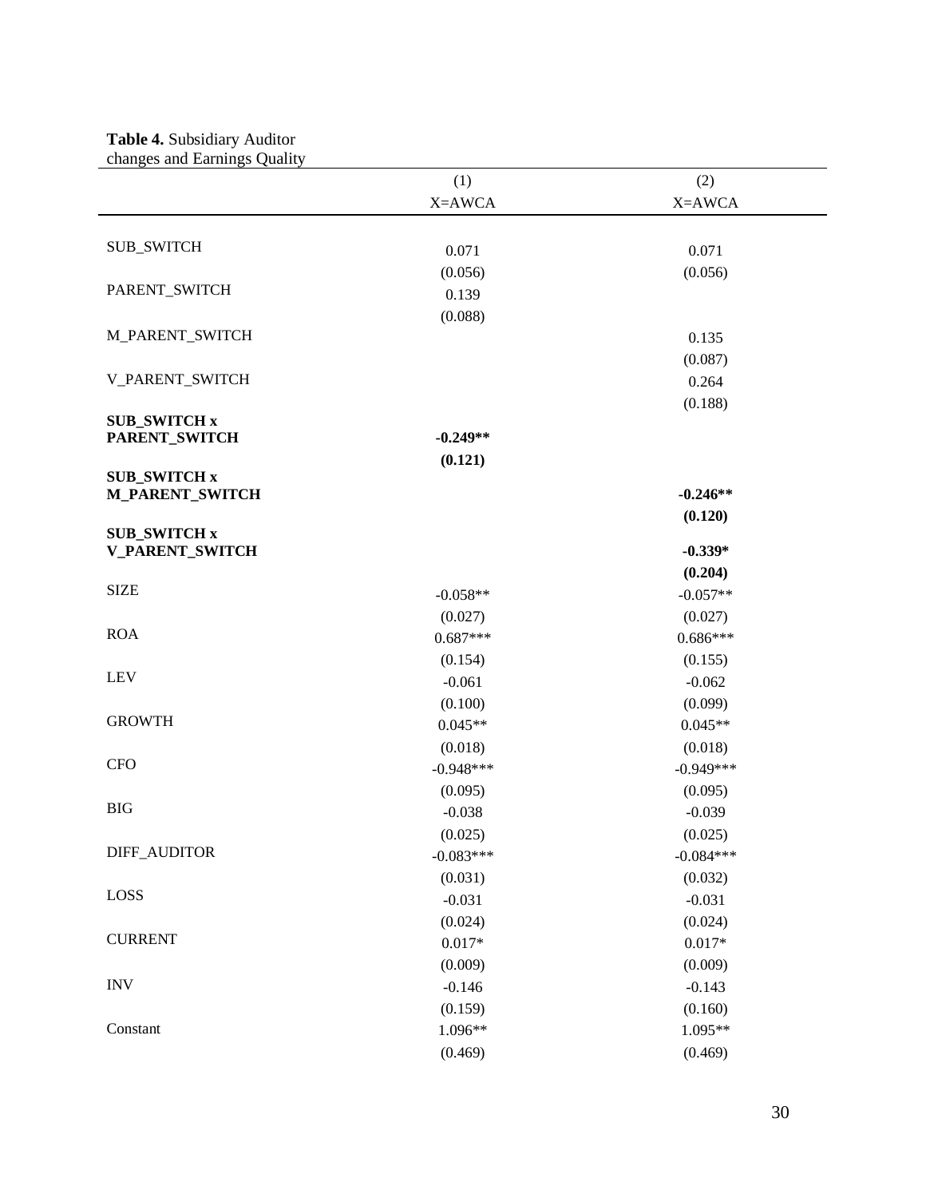**Table 4.** Subsidiary Auditor changes and Earnings Quality

| | (1) | (2) |
|---|---|---|
| | X=AWCA | X=AWCA |
| SUB_SWITCH | 0.071 | 0.071 |
| | (0.056) | (0.056) |
| PARENT_SWITCH | 0.139 | |
| | (0.088) | |
| M_PARENT_SWITCH | | 0.135 |
| | | (0.087) |
| V_PARENT_SWITCH | | 0.264 |
| | | (0.188) |
| **SUB_SWITCH x PARENT_SWITCH** | **-0.249\*\*** | |
| | **(0.121)** | |
| **SUB_SWITCH x M_PARENT_SWITCH** | | **-0.246\*\*** |
| | | **(0.120)** |
| **SUB_SWITCH x V_PARENT_SWITCH** | | **-0.339\*** |
| | | **(0.204)** |
| SIZE | -0.058** | -0.057** |
| | (0.027) | (0.027) |
| ROA | 0.687*** | 0.686*** |
| | (0.154) | (0.155) |
| LEV | -0.061 | -0.062 |
| | (0.100) | (0.099) |
| GROWTH | 0.045** | 0.045** |
| | (0.018) | (0.018) |
| CFO | -0.948*** | -0.949*** |
| | (0.095) | (0.095) |
| BIG | -0.038 | -0.039 |
| | (0.025) | (0.025) |
| DIFF_AUDITOR | -0.083*** | -0.084*** |
| | (0.031) | (0.032) |
| LOSS | -0.031 | -0.031 |
| | (0.024) | (0.024) |
| CURRENT | 0.017* | 0.017* |
| | (0.009) | (0.009) |
| INV | -0.146 | -0.143 |
| | (0.159) | (0.160) |
| Constant | 1.096** | 1.095** |
| | (0.469) | (0.469) |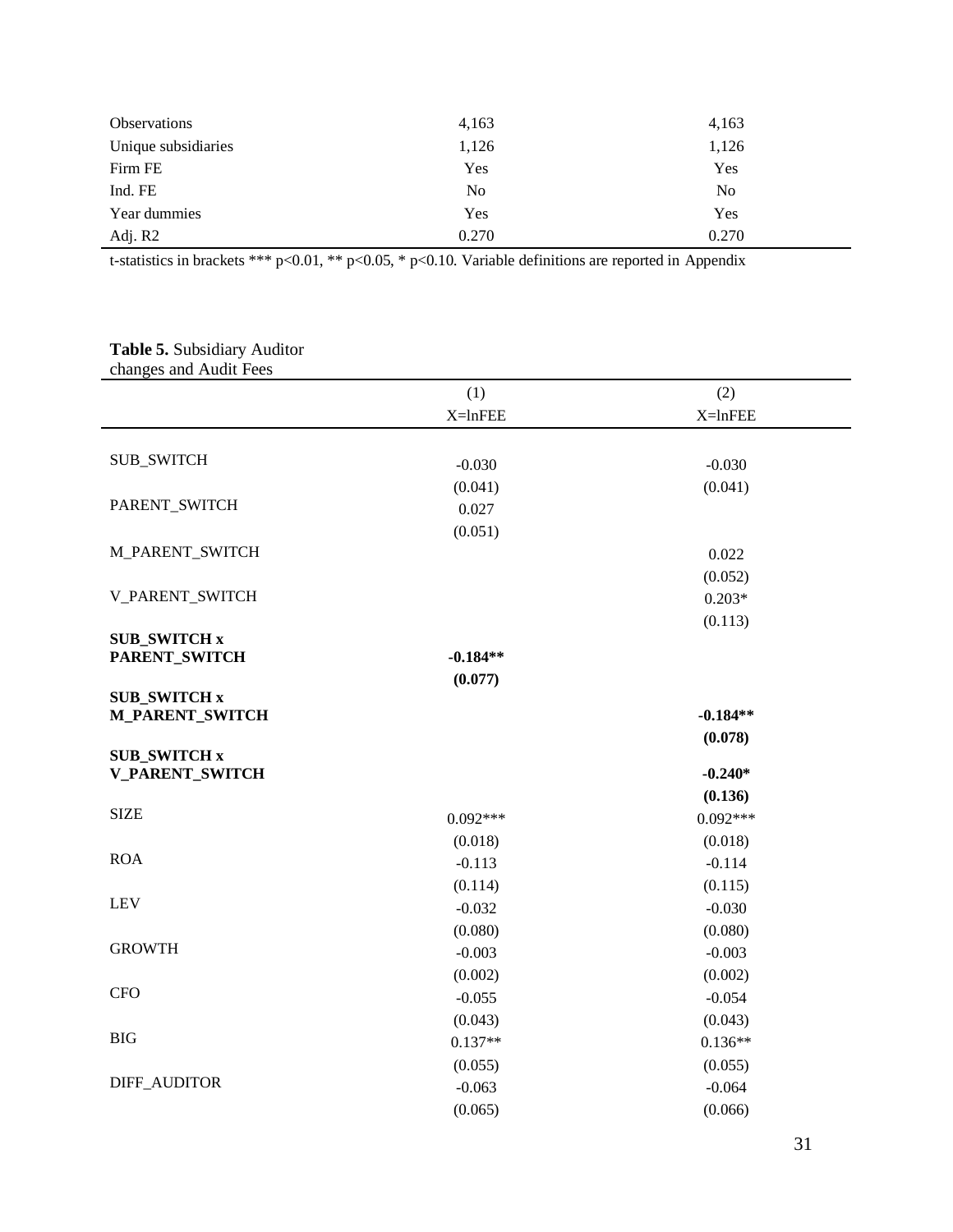| | | |
|---|---|---|
| Observations | 4,163 | 4,163 |
| Unique subsidiaries | 1,126 | 1,126 |
| Firm FE | Yes | Yes |
| Ind. FE | No | No |
| Year dummies | Yes | Yes |
| Adj. R2 | 0.270 | 0.270 |

t-statistics in brackets *** p<0.01, ** p<0.05, * p<0.10. Variable definitions are reported in Appendix

**Table 5.** Subsidiary Auditor changes and Audit Fees

| | (1) | (2) |
|---|---|---|
| | X=lnFEE | X=lnFEE |
| SUB_SWITCH | -0.030 | -0.030 |
| | (0.041) | (0.041) |
| PARENT_SWITCH | 0.027 | |
| | (0.051) | |
| M_PARENT_SWITCH | | 0.022 |
| | | (0.052) |
| V_PARENT_SWITCH | | 0.203* |
| | | (0.113) |
| **SUB_SWITCH x PARENT_SWITCH** | **-0.184**** | |
| | **(0.077)** | |
| **SUB_SWITCH x M_PARENT_SWITCH** | | **-0.184**** |
| | | **(0.078)** |
| **SUB_SWITCH x V_PARENT_SWITCH** | | **-0.240*** |
| | | **(0.136)** |
| SIZE | 0.092*** | 0.092*** |
| | (0.018) | (0.018) |
| ROA | -0.113 | -0.114 |
| | (0.114) | (0.115) |
| LEV | -0.032 | -0.030 |
| | (0.080) | (0.080) |
| GROWTH | -0.003 | -0.003 |
| | (0.002) | (0.002) |
| CFO | -0.055 | -0.054 |
| | (0.043) | (0.043) |
| BIG | 0.137** | 0.136** |
| | (0.055) | (0.055) |
| DIFF_AUDITOR | -0.063 | -0.064 |
| | (0.065) | (0.066) |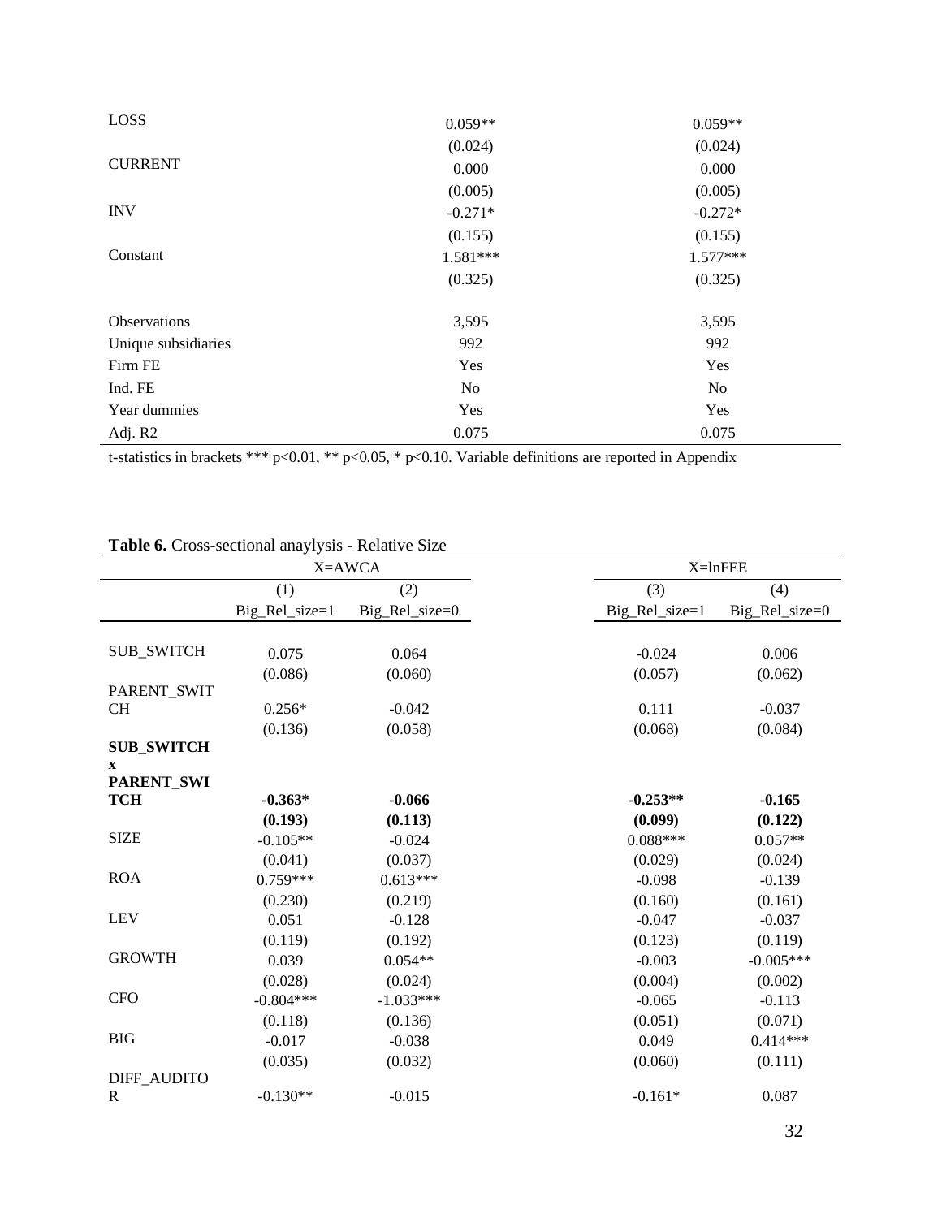| | | |
|---|---|---|
| LOSS | 0.059** | 0.059** |
| | (0.024) | (0.024) |
| CURRENT | 0.000 | 0.000 |
| | (0.005) | (0.005) |
| INV | -0.271* | -0.272* |
| | (0.155) | (0.155) |
| Constant | 1.581*** | 1.577*** |
| | (0.325) | (0.325) |
| | | |
| Observations | 3,595 | 3,595 |
| Unique subsidiaries | 992 | 992 |
| Firm FE | Yes | Yes |
| Ind. FE | No | No |
| Year dummies | Yes | Yes |
| Adj. R2 | 0.075 | 0.075 |

t-statistics in brackets *** p<0.01, ** p<0.05, * p<0.10. Variable definitions are reported in Appendix

**Table 6.** Cross-sectional anaylysis - Relative Size

| | X=AWCA | | X=lnFEE | |
|---|---|---|---|---|
| | (1) | (2) | (3) | (4) |
| | Big_Rel_size=1 | Big_Rel_size=0 | Big_Rel_size=1 | Big_Rel_size=0 |
| SUB_SWITCH | 0.075 | 0.064 | -0.024 | 0.006 |
| | (0.086) | (0.060) | (0.057) | (0.062) |
| PARENT_SWITCH | 0.256* | -0.042 | 0.111 | -0.037 |
| | (0.136) | (0.058) | (0.068) | (0.084) |
| **SUB_SWITCH x PARENT_SWITCH** | **-0.363*** | **-0.066** | **-0.253**** | **-0.165** |
| | **(0.193)** | **(0.113)** | **(0.099)** | **(0.122)** |
| SIZE | -0.105** | -0.024 | 0.088*** | 0.057** |
| | (0.041) | (0.037) | (0.029) | (0.024) |
| ROA | 0.759*** | 0.613*** | -0.098 | -0.139 |
| | (0.230) | (0.219) | (0.160) | (0.161) |
| LEV | 0.051 | -0.128 | -0.047 | -0.037 |
| | (0.119) | (0.192) | (0.123) | (0.119) |
| GROWTH | 0.039 | 0.054** | -0.003 | -0.005*** |
| | (0.028) | (0.024) | (0.004) | (0.002) |
| CFO | -0.804*** | -1.033*** | -0.065 | -0.113 |
| | (0.118) | (0.136) | (0.051) | (0.071) |
| BIG | -0.017 | -0.038 | 0.049 | 0.414*** |
| | (0.035) | (0.032) | (0.060) | (0.111) |
| DIFF_AUDITOR | -0.130** | -0.015 | -0.161* | 0.087 |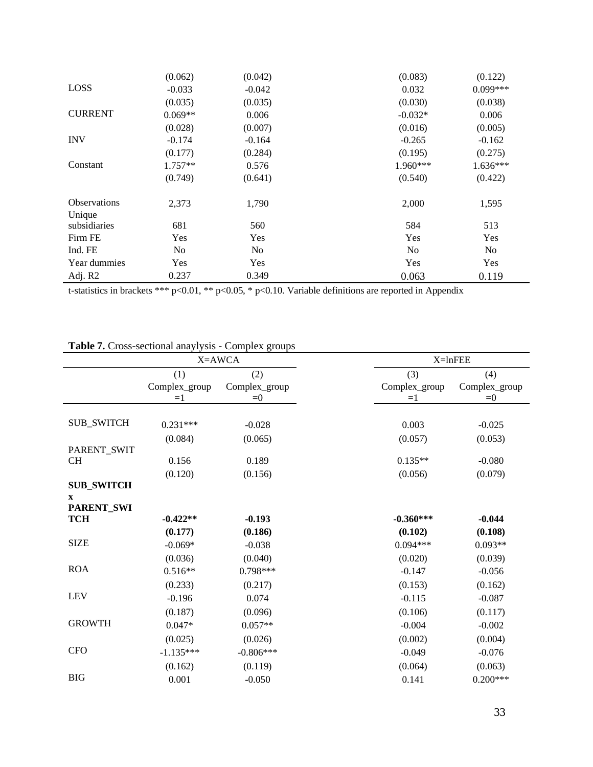| | | | | |
|---|---|---|---|---|
| | (0.062) | (0.042) | (0.083) | (0.122) |
| LOSS | -0.033 | -0.042 | 0.032 | 0.099*** |
| | (0.035) | (0.035) | (0.030) | (0.038) |
| CURRENT | 0.069** | 0.006 | -0.032* | 0.006 |
| | (0.028) | (0.007) | (0.016) | (0.005) |
| INV | -0.174 | -0.164 | -0.265 | -0.162 |
| | (0.177) | (0.284) | (0.195) | (0.275) |
| Constant | 1.757** | 0.576 | 1.960*** | 1.636*** |
| | (0.749) | (0.641) | (0.540) | (0.422) |
| Observations | 2,373 | 1,790 | 2,000 | 1,595 |
| Unique subsidiaries | 681 | 560 | 584 | 513 |
| Firm FE | Yes | Yes | Yes | Yes |
| Ind. FE | No | No | No | No |
| Year dummies | Yes | Yes | Yes | Yes |
| Adj. R2 | 0.237 | 0.349 | 0.063 | 0.119 |

t-statistics in brackets *** p<0.01, ** p<0.05, * p<0.10. Variable definitions are reported in Appendix

**Table 7.** Cross-sectional anaylysis - Complex groups

| | X=AWCA | | X=lnFEE | |
|---|---|---|---|---|
| | (1) | (2) | (3) | (4) |
| | Complex_group =1 | Complex_group =0 | Complex_group =1 | Complex_group =0 |
| SUB_SWITCH | 0.231*** | -0.028 | 0.003 | -0.025 |
| | (0.084) | (0.065) | (0.057) | (0.053) |
| PARENT_SWITCH | 0.156 | 0.189 | 0.135** | -0.080 |
| | (0.120) | (0.156) | (0.056) | (0.079) |
| **SUB_SWITCH x PARENT_SWITCH** | **-0.422**** | **-0.193** | **-0.360***** | **-0.044** |
| | **(0.177)** | **(0.186)** | **(0.102)** | **(0.108)** |
| SIZE | -0.069* | -0.038 | 0.094*** | 0.093** |
| | (0.036) | (0.040) | (0.020) | (0.039) |
| ROA | 0.516** | 0.798*** | -0.147 | -0.056 |
| | (0.233) | (0.217) | (0.153) | (0.162) |
| LEV | -0.196 | 0.074 | -0.115 | -0.087 |
| | (0.187) | (0.096) | (0.106) | (0.117) |
| GROWTH | 0.047* | 0.057** | -0.004 | -0.002 |
| | (0.025) | (0.026) | (0.002) | (0.004) |
| CFO | -1.135*** | -0.806*** | -0.049 | -0.076 |
| | (0.162) | (0.119) | (0.064) | (0.063) |
| BIG | 0.001 | -0.050 | 0.141 | 0.200*** |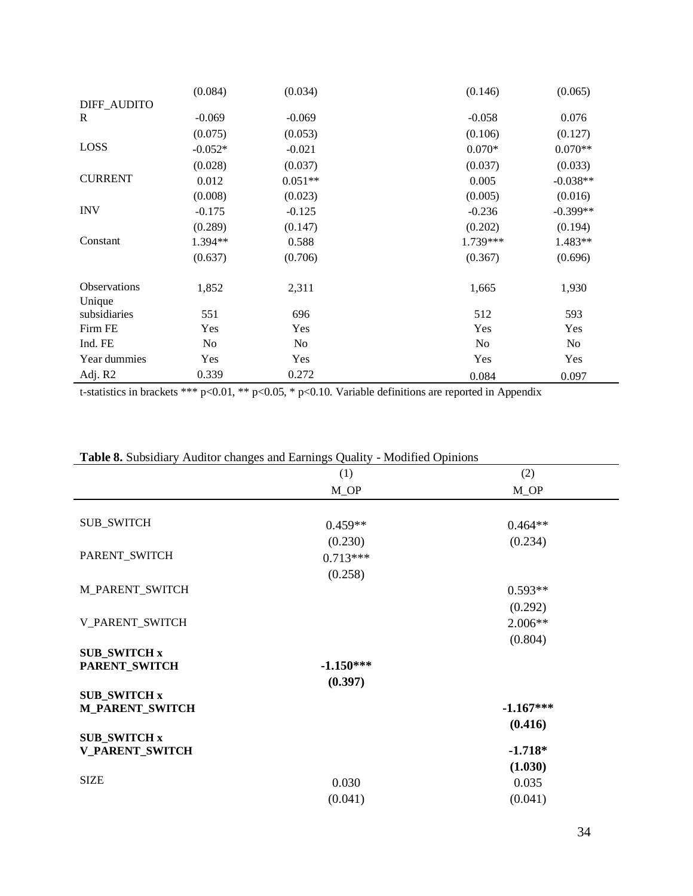| | | | | |
|---|---|---|---|---|
| | (0.084) | (0.034) | (0.146) | (0.065) |
| DIFF_AUDITOR | -0.069 | -0.069 | -0.058 | 0.076 |
| | (0.075) | (0.053) | (0.106) | (0.127) |
| LOSS | -0.052* | -0.021 | 0.070* | 0.070** |
| | (0.028) | (0.037) | (0.037) | (0.033) |
| CURRENT | 0.012 | 0.051** | 0.005 | -0.038** |
| | (0.008) | (0.023) | (0.005) | (0.016) |
| INV | -0.175 | -0.125 | -0.236 | -0.399** |
| | (0.289) | (0.147) | (0.202) | (0.194) |
| Constant | 1.394** | 0.588 | 1.739*** | 1.483** |
| | (0.637) | (0.706) | (0.367) | (0.696) |
| Observations | 1,852 | 2,311 | 1,665 | 1,930 |
| Unique subsidiaries | 551 | 696 | 512 | 593 |
| Firm FE | Yes | Yes | Yes | Yes |
| Ind. FE | No | No | No | No |
| Year dummies | Yes | Yes | Yes | Yes |
| Adj. R2 | 0.339 | 0.272 | 0.084 | 0.097 |

t-statistics in brackets *** p<0.01, ** p<0.05, * p<0.10. Variable definitions are reported in Appendix

**Table 8.** Subsidiary Auditor changes and Earnings Quality - Modified Opinions

| | (1) | (2) |
|---|---|---|
| | M_OP | M_OP |
| SUB_SWITCH | 0.459** | 0.464** |
| | (0.230) | (0.234) |
| PARENT_SWITCH | 0.713*** | |
| | (0.258) | |
| M_PARENT_SWITCH | | 0.593** |
| | | (0.292) |
| V_PARENT_SWITCH | | 2.006** |
| | | (0.804) |
| **SUB_SWITCH x PARENT_SWITCH** | **-1.150*** ** | |
| | **(0.397)** | |
| **SUB_SWITCH x M_PARENT_SWITCH** | | **-1.167*** ** |
| | | **(0.416)** |
| **SUB_SWITCH x V_PARENT_SWITCH** | | **-1.718*** |
| | | **(1.030)** |
| SIZE | 0.030 | 0.035 |
| | (0.041) | (0.041) |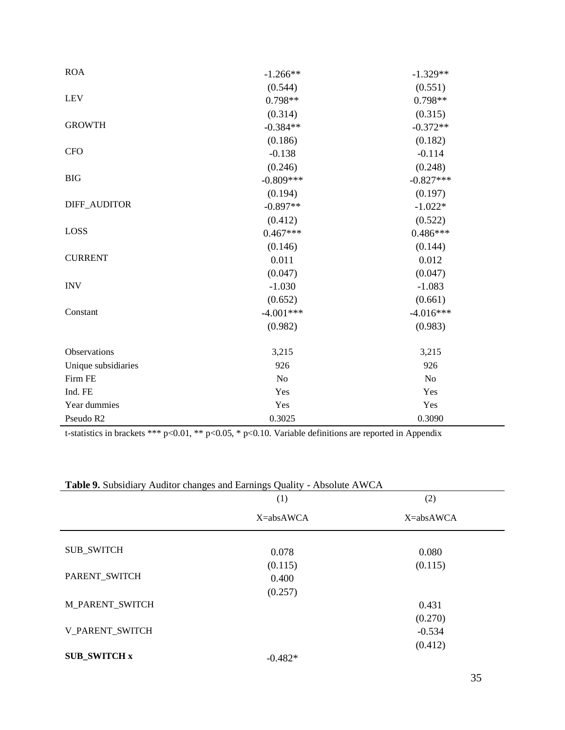| | | |
|---|---|---|
| ROA | -1.266** | -1.329** |
| | (0.544) | (0.551) |
| LEV | 0.798** | 0.798** |
| | (0.314) | (0.315) |
| GROWTH | -0.384** | -0.372** |
| | (0.186) | (0.182) |
| CFO | -0.138 | -0.114 |
| | (0.246) | (0.248) |
| BIG | -0.809*** | -0.827*** |
| | (0.194) | (0.197) |
| DIFF_AUDITOR | -0.897** | -1.022* |
| | (0.412) | (0.522) |
| LOSS | 0.467*** | 0.486*** |
| | (0.146) | (0.144) |
| CURRENT | 0.011 | 0.012 |
| | (0.047) | (0.047) |
| INV | -1.030 | -1.083 |
| | (0.652) | (0.661) |
| Constant | -4.001*** | -4.016*** |
| | (0.982) | (0.983) |
| Observations | 3,215 | 3,215 |
| Unique subsidiaries | 926 | 926 |
| Firm FE | No | No |
| Ind. FE | Yes | Yes |
| Year dummies | Yes | Yes |
| Pseudo R2 | 0.3025 | 0.3090 |

t-statistics in brackets *** p<0.01, ** p<0.05, * p<0.10. Variable definitions are reported in Appendix

**Table 9.** Subsidiary Auditor changes and Earnings Quality - Absolute AWCA

| | (1) | (2) |
|---|---|---|
| | X=absAWCA | X=absAWCA |
| SUB_SWITCH | 0.078 | 0.080 |
| | (0.115) | (0.115) |
| PARENT_SWITCH | 0.400 | |
| | (0.257) | |
| M_PARENT_SWITCH | | 0.431 |
| | | (0.270) |
| V_PARENT_SWITCH | | -0.534 |
| | | (0.412) |
| **SUB_SWITCH x** | -0.482* | |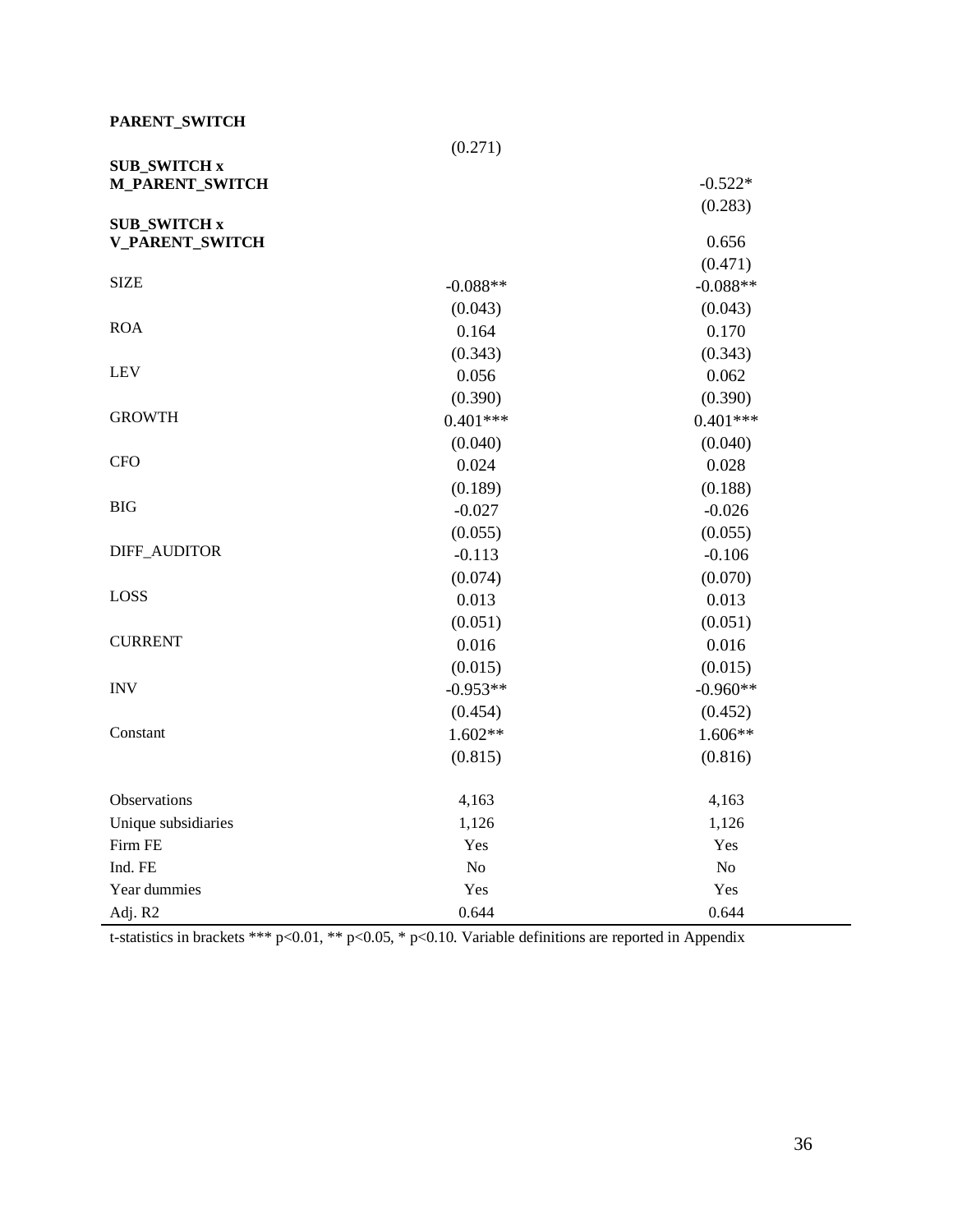| | | |
|---|---|---|
| **PARENT_SWITCH** | | |
| | (0.271) | |
| **SUB_SWITCH x M_PARENT_SWITCH** | | -0.522* |
| | | (0.283) |
| **SUB_SWITCH x V_PARENT_SWITCH** | | 0.656 |
| | | (0.471) |
| SIZE | -0.088** | -0.088** |
| | (0.043) | (0.043) |
| ROA | 0.164 | 0.170 |
| | (0.343) | (0.343) |
| LEV | 0.056 | 0.062 |
| | (0.390) | (0.390) |
| GROWTH | 0.401*** | 0.401*** |
| | (0.040) | (0.040) |
| CFO | 0.024 | 0.028 |
| | (0.189) | (0.188) |
| BIG | -0.027 | -0.026 |
| | (0.055) | (0.055) |
| DIFF_AUDITOR | -0.113 | -0.106 |
| | (0.074) | (0.070) |
| LOSS | 0.013 | 0.013 |
| | (0.051) | (0.051) |
| CURRENT | 0.016 | 0.016 |
| | (0.015) | (0.015) |
| INV | -0.953** | -0.960** |
| | (0.454) | (0.452) |
| Constant | 1.602** | 1.606** |
| | (0.815) | (0.816) |
| Observations | 4,163 | 4,163 |
| Unique subsidiaries | 1,126 | 1,126 |
| Firm FE | Yes | Yes |
| Ind. FE | No | No |
| Year dummies | Yes | Yes |
| Adj. R2 | 0.644 | 0.644 |

t-statistics in brackets *** p<0.01, ** p<0.05, * p<0.10. Variable definitions are reported in Appendix